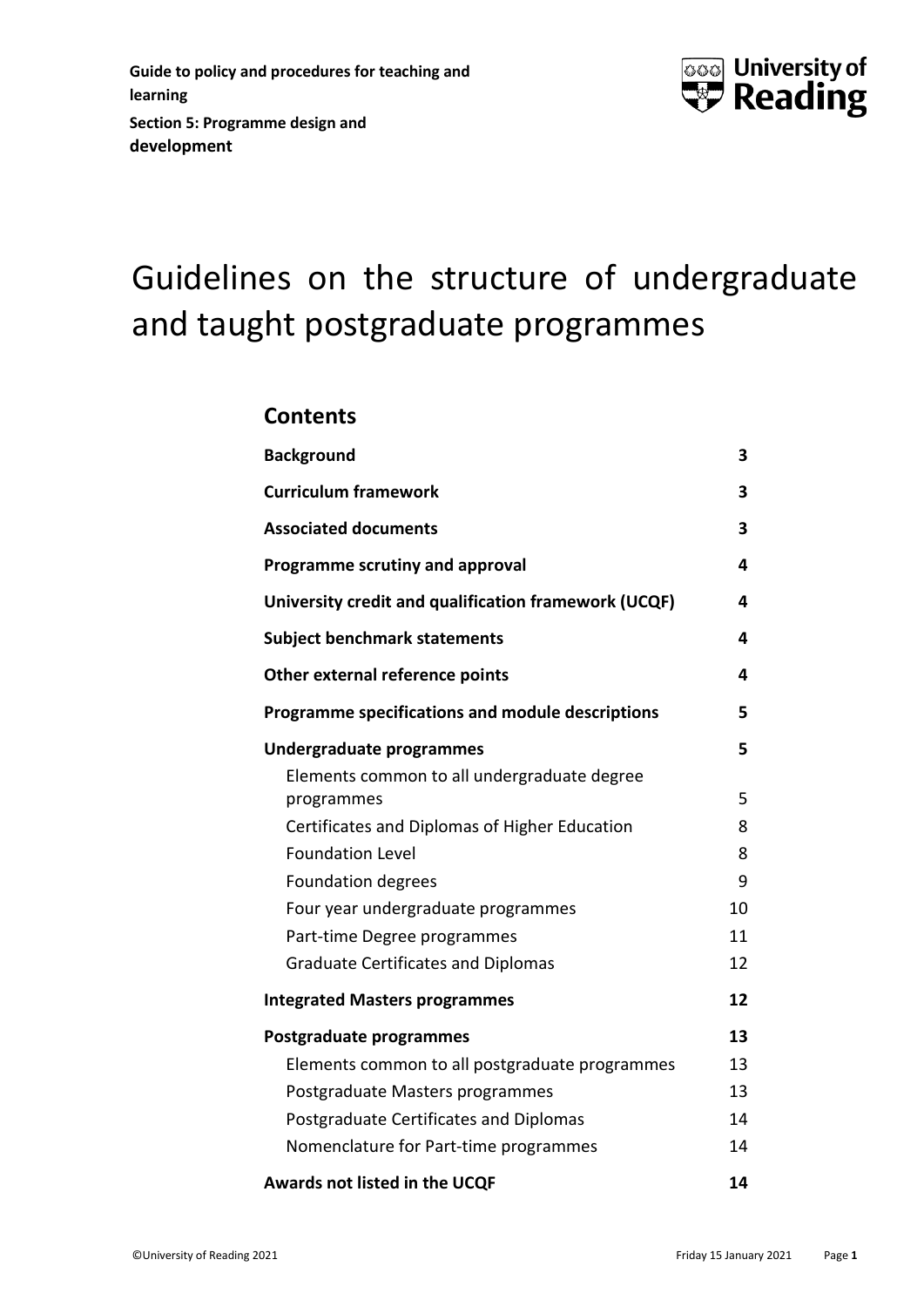**Guide to policy and procedures for teaching and learning**

**Section 5: Programme design and development**

# Guidelines on the structure of undergraduate and taught postgraduate programmes

## Contents

| | |
|---|---|
| **Background** | **3** |
| **Curriculum framework** | **3** |
| **Associated documents** | **3** |
| **Programme scrutiny and approval** | **4** |
| **University credit and qualification framework (UCQF)** | **4** |
| **Subject benchmark statements** | **4** |
| **Other external reference points** | **4** |
| **Programme specifications and module descriptions** | **5** |
| **Undergraduate programmes** | **5** |
| Elements common to all undergraduate degree programmes | 5 |
| Certificates and Diplomas of Higher Education | 8 |
| Foundation Level | 8 |
| Foundation degrees | 9 |
| Four year undergraduate programmes | 10 |
| Part-time Degree programmes | 11 |
| Graduate Certificates and Diplomas | 12 |
| **Integrated Masters programmes** | **12** |
| **Postgraduate programmes** | **13** |
| Elements common to all postgraduate programmes | 13 |
| Postgraduate Masters programmes | 13 |
| Postgraduate Certificates and Diplomas | 14 |
| Nomenclature for Part-time programmes | 14 |
| **Awards not listed in the UCQF** | **14** |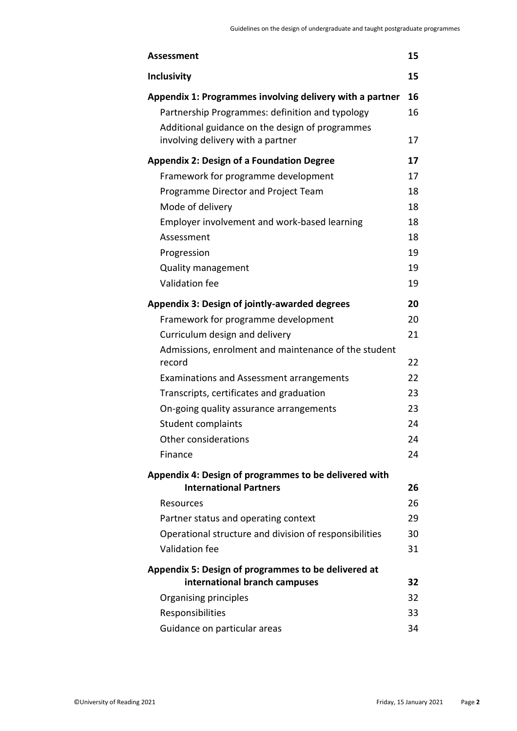| | |
|---|---|
| **Assessment** | **15** |
| **Inclusivity** | **15** |
| **Appendix 1: Programmes involving delivery with a partner** | **16** |
| Partnership Programmes: definition and typology | 16 |
| Additional guidance on the design of programmes involving delivery with a partner | 17 |
| **Appendix 2: Design of a Foundation Degree** | **17** |
| Framework for programme development | 17 |
| Programme Director and Project Team | 18 |
| Mode of delivery | 18 |
| Employer involvement and work-based learning | 18 |
| Assessment | 18 |
| Progression | 19 |
| Quality management | 19 |
| Validation fee | 19 |
| **Appendix 3: Design of jointly-awarded degrees** | **20** |
| Framework for programme development | 20 |
| Curriculum design and delivery | 21 |
| Admissions, enrolment and maintenance of the student record | 22 |
| Examinations and Assessment arrangements | 22 |
| Transcripts, certificates and graduation | 23 |
| On-going quality assurance arrangements | 23 |
| Student complaints | 24 |
| Other considerations | 24 |
| Finance | 24 |
| **Appendix 4: Design of programmes to be delivered with International Partners** | **26** |
| Resources | 26 |
| Partner status and operating context | 29 |
| Operational structure and division of responsibilities | 30 |
| Validation fee | 31 |
| **Appendix 5: Design of programmes to be delivered at international branch campuses** | **32** |
| Organising principles | 32 |
| Responsibilities | 33 |
| Guidance on particular areas | 34 |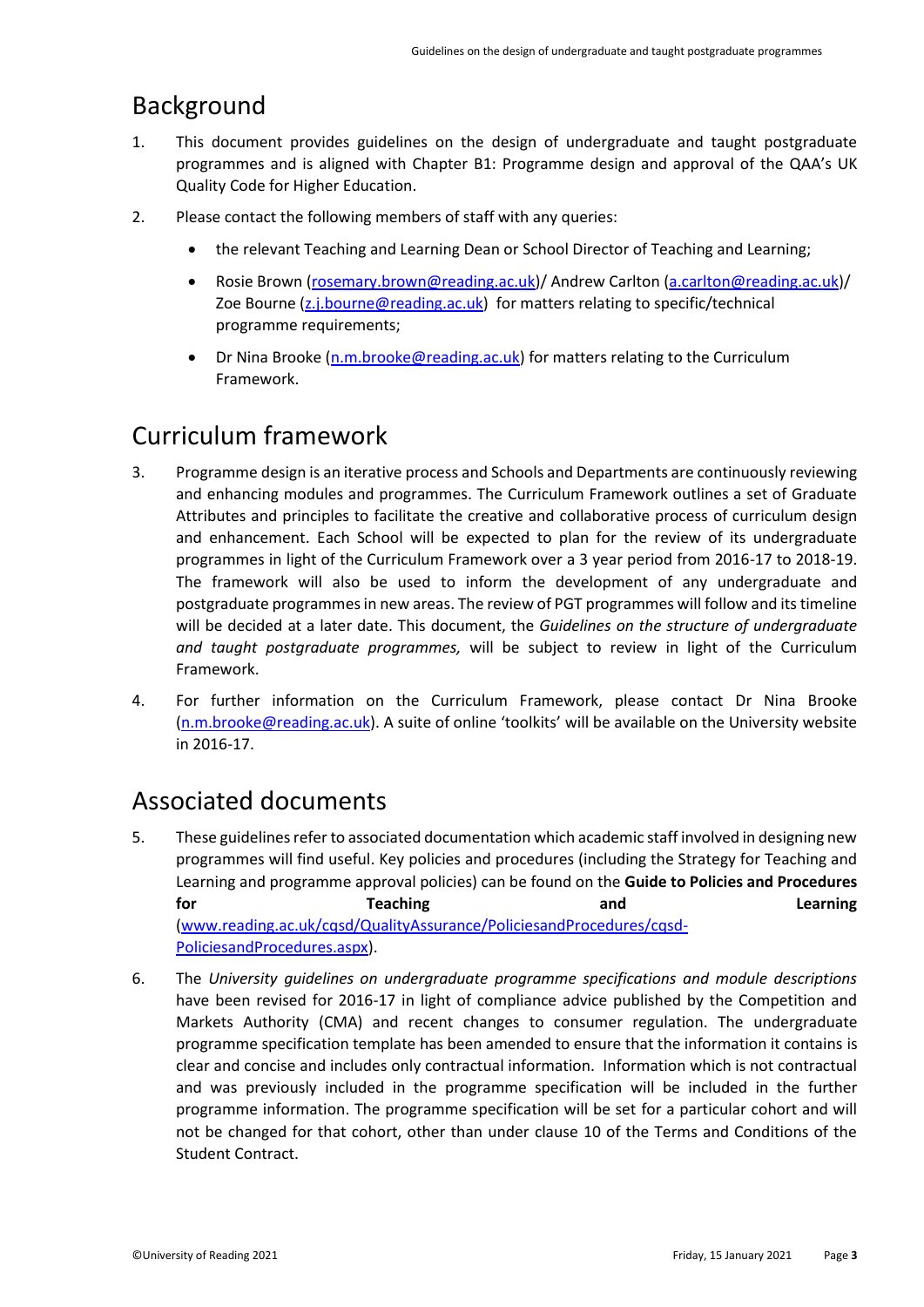## Background

1. This document provides guidelines on the design of undergraduate and taught postgraduate programmes and is aligned with Chapter B1: Programme design and approval of the QAA's UK Quality Code for Higher Education.

2. Please contact the following members of staff with any queries:

   - the relevant Teaching and Learning Dean or School Director of Teaching and Learning;
   - Rosie Brown (rosemary.brown@reading.ac.uk)/ Andrew Carlton (a.carlton@reading.ac.uk)/ Zoe Bourne (z.j.bourne@reading.ac.uk) for matters relating to specific/technical programme requirements;
   - Dr Nina Brooke (n.m.brooke@reading.ac.uk) for matters relating to the Curriculum Framework.

## Curriculum framework

3. Programme design is an iterative process and Schools and Departments are continuously reviewing and enhancing modules and programmes. The Curriculum Framework outlines a set of Graduate Attributes and principles to facilitate the creative and collaborative process of curriculum design and enhancement. Each School will be expected to plan for the review of its undergraduate programmes in light of the Curriculum Framework over a 3 year period from 2016-17 to 2018-19. The framework will also be used to inform the development of any undergraduate and postgraduate programmes in new areas. The review of PGT programmes will follow and its timeline will be decided at a later date. This document, the *Guidelines on the structure of undergraduate and taught postgraduate programmes,* will be subject to review in light of the Curriculum Framework.

4. For further information on the Curriculum Framework, please contact Dr Nina Brooke (n.m.brooke@reading.ac.uk). A suite of online 'toolkits' will be available on the University website in 2016-17.

## Associated documents

5. These guidelines refer to associated documentation which academic staff involved in designing new programmes will find useful. Key policies and procedures (including the Strategy for Teaching and Learning and programme approval policies) can be found on the **Guide to Policies and Procedures for Teaching and Learning** (www.reading.ac.uk/cqsd/QualityAssurance/PoliciesandProcedures/cqsd-PoliciesandProcedures.aspx).

6. The *University guidelines on undergraduate programme specifications and module descriptions* have been revised for 2016-17 in light of compliance advice published by the Competition and Markets Authority (CMA) and recent changes to consumer regulation. The undergraduate programme specification template has been amended to ensure that the information it contains is clear and concise and includes only contractual information. Information which is not contractual and was previously included in the programme specification will be included in the further programme information. The programme specification will be set for a particular cohort and will not be changed for that cohort, other than under clause 10 of the Terms and Conditions of the Student Contract.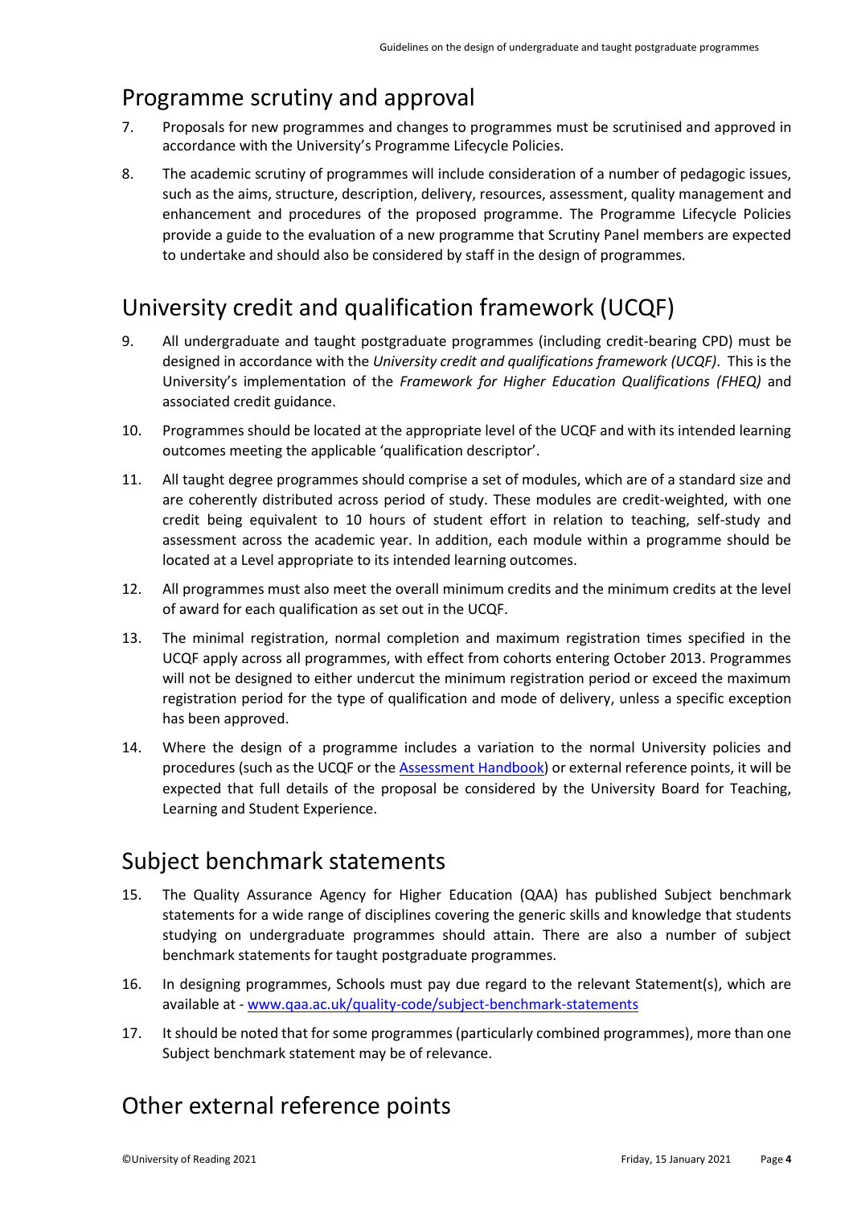## Programme scrutiny and approval

7. Proposals for new programmes and changes to programmes must be scrutinised and approved in accordance with the University's Programme Lifecycle Policies.

8. The academic scrutiny of programmes will include consideration of a number of pedagogic issues, such as the aims, structure, description, delivery, resources, assessment, quality management and enhancement and procedures of the proposed programme. The Programme Lifecycle Policies provide a guide to the evaluation of a new programme that Scrutiny Panel members are expected to undertake and should also be considered by staff in the design of programmes.

## University credit and qualification framework (UCQF)

9. All undergraduate and taught postgraduate programmes (including credit-bearing CPD) must be designed in accordance with the *University credit and qualifications framework (UCQF)*. This is the University's implementation of the *Framework for Higher Education Qualifications (FHEQ)* and associated credit guidance.

10. Programmes should be located at the appropriate level of the UCQF and with its intended learning outcomes meeting the applicable 'qualification descriptor'.

11. All taught degree programmes should comprise a set of modules, which are of a standard size and are coherently distributed across period of study. These modules are credit-weighted, with one credit being equivalent to 10 hours of student effort in relation to teaching, self-study and assessment across the academic year. In addition, each module within a programme should be located at a Level appropriate to its intended learning outcomes.

12. All programmes must also meet the overall minimum credits and the minimum credits at the level of award for each qualification as set out in the UCQF.

13. The minimal registration, normal completion and maximum registration times specified in the UCQF apply across all programmes, with effect from cohorts entering October 2013. Programmes will not be designed to either undercut the minimum registration period or exceed the maximum registration period for the type of qualification and mode of delivery, unless a specific exception has been approved.

14. Where the design of a programme includes a variation to the normal University policies and procedures (such as the UCQF or the Assessment Handbook) or external reference points, it will be expected that full details of the proposal be considered by the University Board for Teaching, Learning and Student Experience.

## Subject benchmark statements

15. The Quality Assurance Agency for Higher Education (QAA) has published Subject benchmark statements for a wide range of disciplines covering the generic skills and knowledge that students studying on undergraduate programmes should attain. There are also a number of subject benchmark statements for taught postgraduate programmes.

16. In designing programmes, Schools must pay due regard to the relevant Statement(s), which are available at - www.qaa.ac.uk/quality-code/subject-benchmark-statements

17. It should be noted that for some programmes (particularly combined programmes), more than one Subject benchmark statement may be of relevance.

## Other external reference points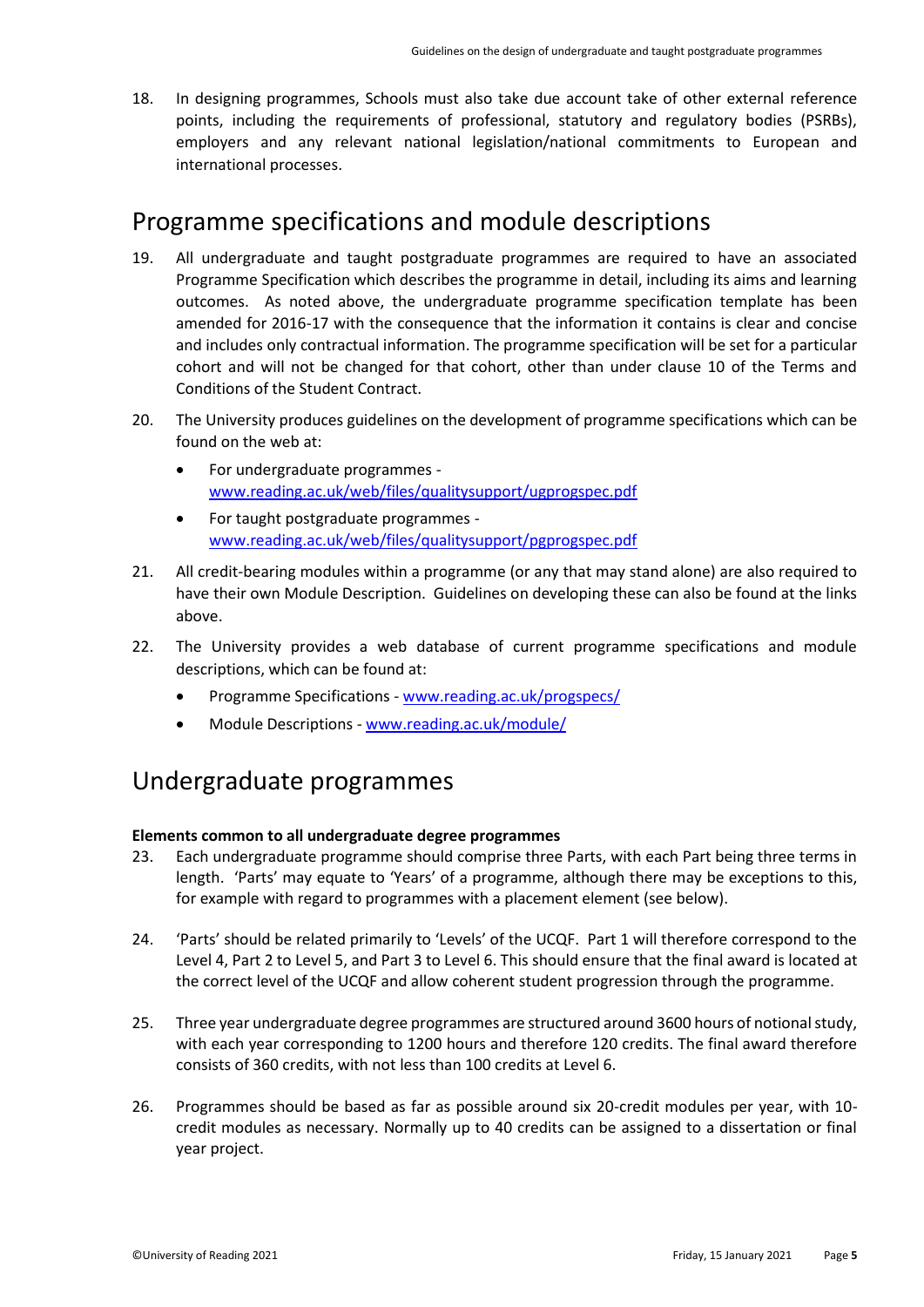18. In designing programmes, Schools must also take due account take of other external reference points, including the requirements of professional, statutory and regulatory bodies (PSRBs), employers and any relevant national legislation/national commitments to European and international processes.

## Programme specifications and module descriptions

19. All undergraduate and taught postgraduate programmes are required to have an associated Programme Specification which describes the programme in detail, including its aims and learning outcomes. As noted above, the undergraduate programme specification template has been amended for 2016-17 with the consequence that the information it contains is clear and concise and includes only contractual information. The programme specification will be set for a particular cohort and will not be changed for that cohort, other than under clause 10 of the Terms and Conditions of the Student Contract.

20. The University produces guidelines on the development of programme specifications which can be found on the web at:
    - For undergraduate programmes - www.reading.ac.uk/web/files/qualitysupport/ugprogspec.pdf
    - For taught postgraduate programmes - www.reading.ac.uk/web/files/qualitysupport/pgprogspec.pdf

21. All credit-bearing modules within a programme (or any that may stand alone) are also required to have their own Module Description. Guidelines on developing these can also be found at the links above.

22. The University provides a web database of current programme specifications and module descriptions, which can be found at:
    - Programme Specifications - www.reading.ac.uk/progspecs/
    - Module Descriptions - www.reading.ac.uk/module/

## Undergraduate programmes

**Elements common to all undergraduate degree programmes**

23. Each undergraduate programme should comprise three Parts, with each Part being three terms in length. 'Parts' may equate to 'Years' of a programme, although there may be exceptions to this, for example with regard to programmes with a placement element (see below).

24. 'Parts' should be related primarily to 'Levels' of the UCQF. Part 1 will therefore correspond to the Level 4, Part 2 to Level 5, and Part 3 to Level 6. This should ensure that the final award is located at the correct level of the UCQF and allow coherent student progression through the programme.

25. Three year undergraduate degree programmes are structured around 3600 hours of notional study, with each year corresponding to 1200 hours and therefore 120 credits. The final award therefore consists of 360 credits, with not less than 100 credits at Level 6.

26. Programmes should be based as far as possible around six 20-credit modules per year, with 10-credit modules as necessary. Normally up to 40 credits can be assigned to a dissertation or final year project.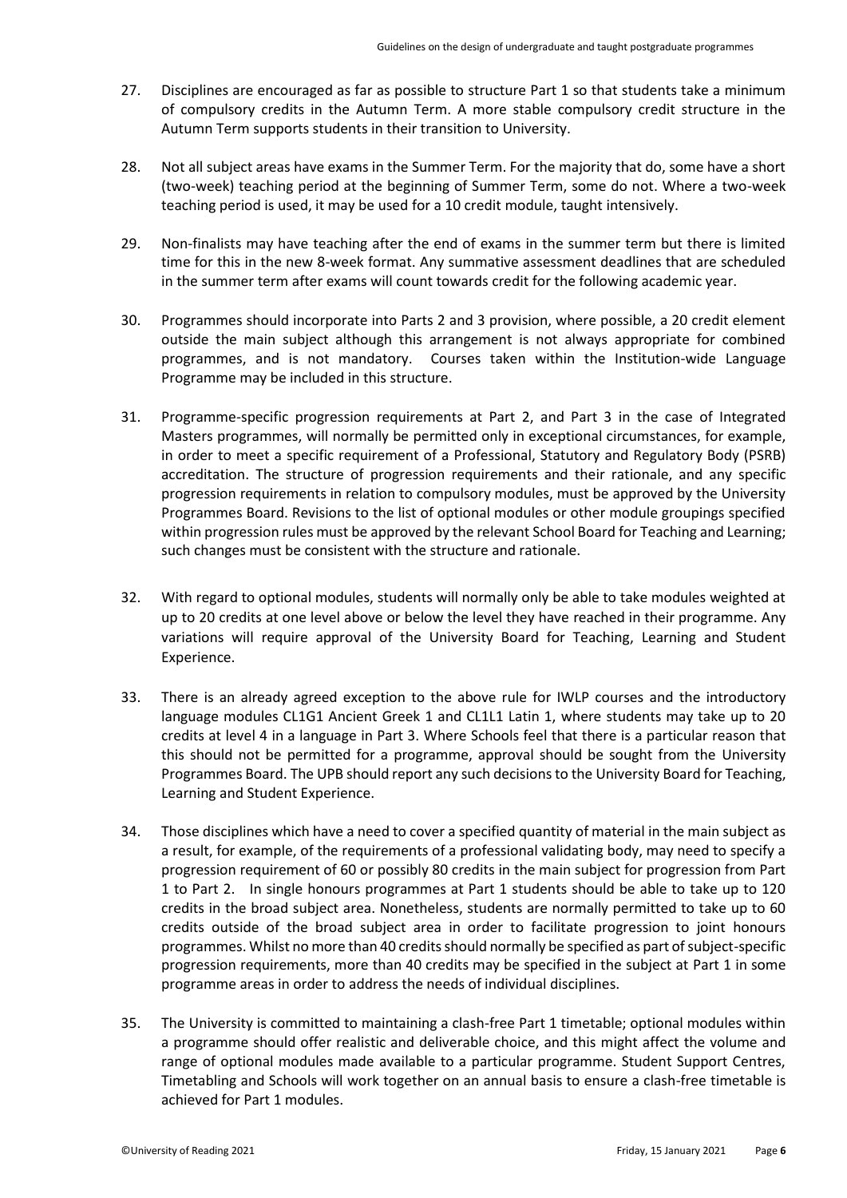27. Disciplines are encouraged as far as possible to structure Part 1 so that students take a minimum of compulsory credits in the Autumn Term. A more stable compulsory credit structure in the Autumn Term supports students in their transition to University.

28. Not all subject areas have exams in the Summer Term. For the majority that do, some have a short (two-week) teaching period at the beginning of Summer Term, some do not. Where a two-week teaching period is used, it may be used for a 10 credit module, taught intensively.

29. Non-finalists may have teaching after the end of exams in the summer term but there is limited time for this in the new 8-week format. Any summative assessment deadlines that are scheduled in the summer term after exams will count towards credit for the following academic year.

30. Programmes should incorporate into Parts 2 and 3 provision, where possible, a 20 credit element outside the main subject although this arrangement is not always appropriate for combined programmes, and is not mandatory. Courses taken within the Institution-wide Language Programme may be included in this structure.

31. Programme-specific progression requirements at Part 2, and Part 3 in the case of Integrated Masters programmes, will normally be permitted only in exceptional circumstances, for example, in order to meet a specific requirement of a Professional, Statutory and Regulatory Body (PSRB) accreditation. The structure of progression requirements and their rationale, and any specific progression requirements in relation to compulsory modules, must be approved by the University Programmes Board. Revisions to the list of optional modules or other module groupings specified within progression rules must be approved by the relevant School Board for Teaching and Learning; such changes must be consistent with the structure and rationale.

32. With regard to optional modules, students will normally only be able to take modules weighted at up to 20 credits at one level above or below the level they have reached in their programme. Any variations will require approval of the University Board for Teaching, Learning and Student Experience.

33. There is an already agreed exception to the above rule for IWLP courses and the introductory language modules CL1G1 Ancient Greek 1 and CL1L1 Latin 1, where students may take up to 20 credits at level 4 in a language in Part 3. Where Schools feel that there is a particular reason that this should not be permitted for a programme, approval should be sought from the University Programmes Board. The UPB should report any such decisions to the University Board for Teaching, Learning and Student Experience.

34. Those disciplines which have a need to cover a specified quantity of material in the main subject as a result, for example, of the requirements of a professional validating body, may need to specify a progression requirement of 60 or possibly 80 credits in the main subject for progression from Part 1 to Part 2. In single honours programmes at Part 1 students should be able to take up to 120 credits in the broad subject area. Nonetheless, students are normally permitted to take up to 60 credits outside of the broad subject area in order to facilitate progression to joint honours programmes. Whilst no more than 40 credits should normally be specified as part of subject-specific progression requirements, more than 40 credits may be specified in the subject at Part 1 in some programme areas in order to address the needs of individual disciplines.

35. The University is committed to maintaining a clash-free Part 1 timetable; optional modules within a programme should offer realistic and deliverable choice, and this might affect the volume and range of optional modules made available to a particular programme. Student Support Centres, Timetabling and Schools will work together on an annual basis to ensure a clash-free timetable is achieved for Part 1 modules.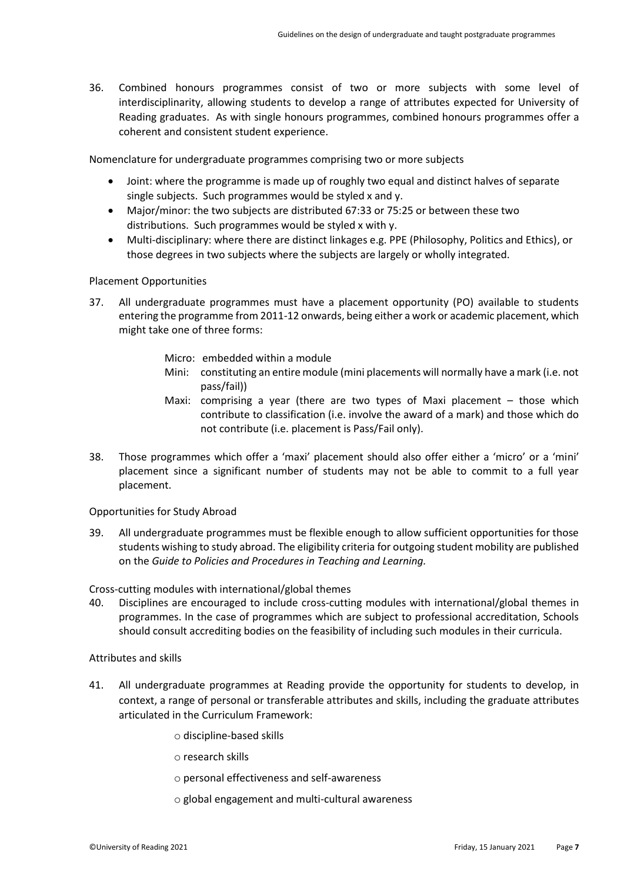36. Combined honours programmes consist of two or more subjects with some level of interdisciplinarity, allowing students to develop a range of attributes expected for University of Reading graduates. As with single honours programmes, combined honours programmes offer a coherent and consistent student experience.

Nomenclature for undergraduate programmes comprising two or more subjects

- Joint: where the programme is made up of roughly two equal and distinct halves of separate single subjects. Such programmes would be styled x and y.
- Major/minor: the two subjects are distributed 67:33 or 75:25 or between these two distributions. Such programmes would be styled x with y.
- Multi-disciplinary: where there are distinct linkages e.g. PPE (Philosophy, Politics and Ethics), or those degrees in two subjects where the subjects are largely or wholly integrated.

Placement Opportunities

37. All undergraduate programmes must have a placement opportunity (PO) available to students entering the programme from 2011-12 onwards, being either a work or academic placement, which might take one of three forms:

    Micro: embedded within a module

    Mini: constituting an entire module (mini placements will normally have a mark (i.e. not pass/fail))

    Maxi: comprising a year (there are two types of Maxi placement – those which contribute to classification (i.e. involve the award of a mark) and those which do not contribute (i.e. placement is Pass/Fail only).

38. Those programmes which offer a 'maxi' placement should also offer either a 'micro' or a 'mini' placement since a significant number of students may not be able to commit to a full year placement.

Opportunities for Study Abroad

39. All undergraduate programmes must be flexible enough to allow sufficient opportunities for those students wishing to study abroad. The eligibility criteria for outgoing student mobility are published on the *Guide to Policies and Procedures in Teaching and Learning.*

Cross-cutting modules with international/global themes

40. Disciplines are encouraged to include cross-cutting modules with international/global themes in programmes. In the case of programmes which are subject to professional accreditation, Schools should consult accrediting bodies on the feasibility of including such modules in their curricula.

Attributes and skills

41. All undergraduate programmes at Reading provide the opportunity for students to develop, in context, a range of personal or transferable attributes and skills, including the graduate attributes articulated in the Curriculum Framework:

    - discipline-based skills
    - research skills
    - personal effectiveness and self-awareness
    - global engagement and multi-cultural awareness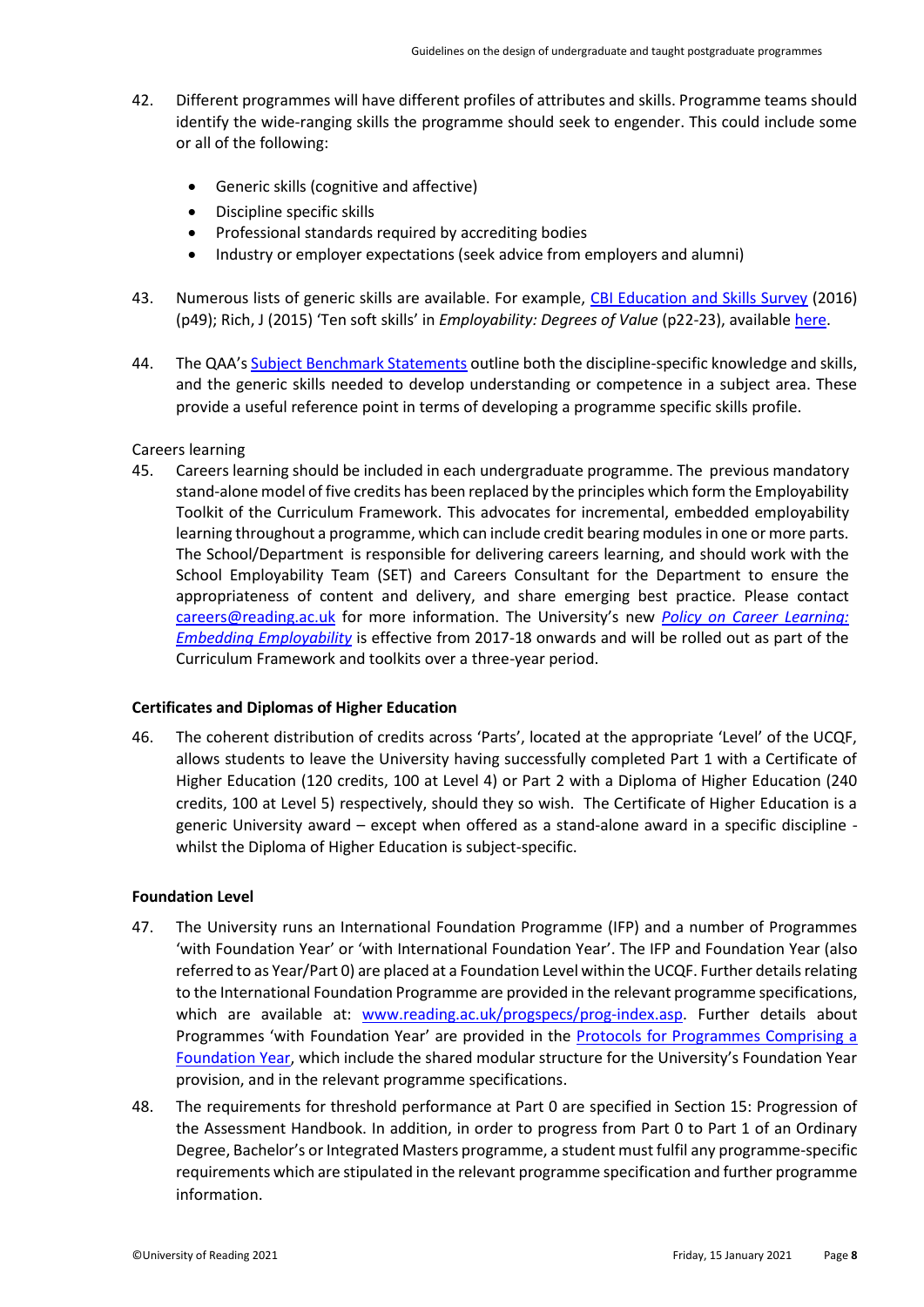42. Different programmes will have different profiles of attributes and skills. Programme teams should identify the wide-ranging skills the programme should seek to engender. This could include some or all of the following:

    - Generic skills (cognitive and affective)
    - Discipline specific skills
    - Professional standards required by accrediting bodies
    - Industry or employer expectations (seek advice from employers and alumni)

43. Numerous lists of generic skills are available. For example, CBI Education and Skills Survey (2016) (p49); Rich, J (2015) 'Ten soft skills' in *Employability: Degrees of Value* (p22-23), available here.

44. The QAA's Subject Benchmark Statements outline both the discipline-specific knowledge and skills, and the generic skills needed to develop understanding or competence in a subject area. These provide a useful reference point in terms of developing a programme specific skills profile.

Careers learning

45. Careers learning should be included in each undergraduate programme. The previous mandatory stand-alone model of five credits has been replaced by the principles which form the Employability Toolkit of the Curriculum Framework. This advocates for incremental, embedded employability learning throughout a programme, which can include credit bearing modules in one or more parts. The School/Department is responsible for delivering careers learning, and should work with the School Employability Team (SET) and Careers Consultant for the Department to ensure the appropriateness of content and delivery, and share emerging best practice. Please contact careers@reading.ac.uk for more information. The University's new *Policy on Career Learning: Embedding Employability* is effective from 2017-18 onwards and will be rolled out as part of the Curriculum Framework and toolkits over a three-year period.

**Certificates and Diplomas of Higher Education**

46. The coherent distribution of credits across 'Parts', located at the appropriate 'Level' of the UCQF, allows students to leave the University having successfully completed Part 1 with a Certificate of Higher Education (120 credits, 100 at Level 4) or Part 2 with a Diploma of Higher Education (240 credits, 100 at Level 5) respectively, should they so wish. The Certificate of Higher Education is a generic University award – except when offered as a stand-alone award in a specific discipline - whilst the Diploma of Higher Education is subject-specific.

**Foundation Level**

47. The University runs an International Foundation Programme (IFP) and a number of Programmes 'with Foundation Year' or 'with International Foundation Year'. The IFP and Foundation Year (also referred to as Year/Part 0) are placed at a Foundation Level within the UCQF. Further details relating to the International Foundation Programme are provided in the relevant programme specifications, which are available at: www.reading.ac.uk/progspecs/prog-index.asp. Further details about Programmes 'with Foundation Year' are provided in the Protocols for Programmes Comprising a Foundation Year, which include the shared modular structure for the University's Foundation Year provision, and in the relevant programme specifications.

48. The requirements for threshold performance at Part 0 are specified in Section 15: Progression of the Assessment Handbook. In addition, in order to progress from Part 0 to Part 1 of an Ordinary Degree, Bachelor's or Integrated Masters programme, a student must fulfil any programme-specific requirements which are stipulated in the relevant programme specification and further programme information.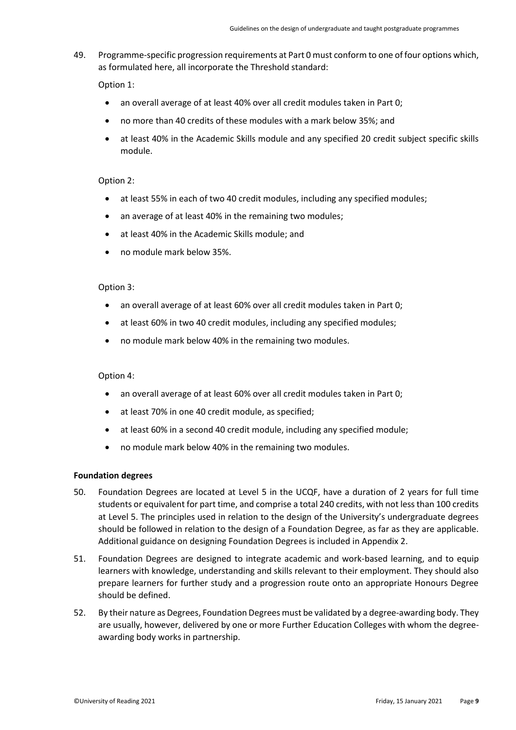49. Programme-specific progression requirements at Part 0 must conform to one of four options which, as formulated here, all incorporate the Threshold standard:

    Option 1:

    - an overall average of at least 40% over all credit modules taken in Part 0;
    - no more than 40 credits of these modules with a mark below 35%; and
    - at least 40% in the Academic Skills module and any specified 20 credit subject specific skills module.

    Option 2:

    - at least 55% in each of two 40 credit modules, including any specified modules;
    - an average of at least 40% in the remaining two modules;
    - at least 40% in the Academic Skills module; and
    - no module mark below 35%.

    Option 3:

    - an overall average of at least 60% over all credit modules taken in Part 0;
    - at least 60% in two 40 credit modules, including any specified modules;
    - no module mark below 40% in the remaining two modules.

    Option 4:

    - an overall average of at least 60% over all credit modules taken in Part 0;
    - at least 70% in one 40 credit module, as specified;
    - at least 60% in a second 40 credit module, including any specified module;
    - no module mark below 40% in the remaining two modules.

**Foundation degrees**

50. Foundation Degrees are located at Level 5 in the UCQF, have a duration of 2 years for full time students or equivalent for part time, and comprise a total 240 credits, with not less than 100 credits at Level 5. The principles used in relation to the design of the University's undergraduate degrees should be followed in relation to the design of a Foundation Degree, as far as they are applicable. Additional guidance on designing Foundation Degrees is included in Appendix 2.

51. Foundation Degrees are designed to integrate academic and work-based learning, and to equip learners with knowledge, understanding and skills relevant to their employment. They should also prepare learners for further study and a progression route onto an appropriate Honours Degree should be defined.

52. By their nature as Degrees, Foundation Degrees must be validated by a degree-awarding body. They are usually, however, delivered by one or more Further Education Colleges with whom the degree-awarding body works in partnership.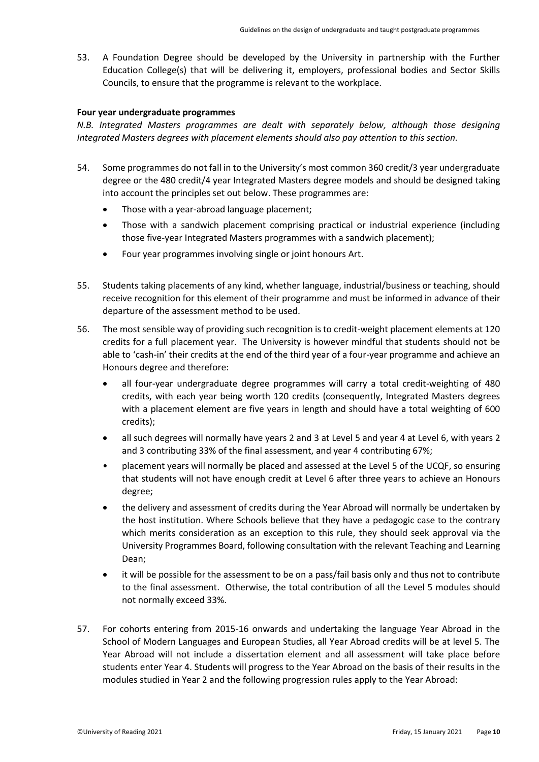53. A Foundation Degree should be developed by the University in partnership with the Further Education College(s) that will be delivering it, employers, professional bodies and Sector Skills Councils, to ensure that the programme is relevant to the workplace.

**Four year undergraduate programmes**

*N.B. Integrated Masters programmes are dealt with separately below, although those designing Integrated Masters degrees with placement elements should also pay attention to this section.*

54. Some programmes do not fall in to the University's most common 360 credit/3 year undergraduate degree or the 480 credit/4 year Integrated Masters degree models and should be designed taking into account the principles set out below. These programmes are:
    - Those with a year-abroad language placement;
    - Those with a sandwich placement comprising practical or industrial experience (including those five-year Integrated Masters programmes with a sandwich placement);
    - Four year programmes involving single or joint honours Art.

55. Students taking placements of any kind, whether language, industrial/business or teaching, should receive recognition for this element of their programme and must be informed in advance of their departure of the assessment method to be used.

56. The most sensible way of providing such recognition is to credit-weight placement elements at 120 credits for a full placement year. The University is however mindful that students should not be able to 'cash-in' their credits at the end of the third year of a four-year programme and achieve an Honours degree and therefore:
    - all four-year undergraduate degree programmes will carry a total credit-weighting of 480 credits, with each year being worth 120 credits (consequently, Integrated Masters degrees with a placement element are five years in length and should have a total weighting of 600 credits);
    - all such degrees will normally have years 2 and 3 at Level 5 and year 4 at Level 6, with years 2 and 3 contributing 33% of the final assessment, and year 4 contributing 67%;
    - placement years will normally be placed and assessed at the Level 5 of the UCQF, so ensuring that students will not have enough credit at Level 6 after three years to achieve an Honours degree;
    - the delivery and assessment of credits during the Year Abroad will normally be undertaken by the host institution. Where Schools believe that they have a pedagogic case to the contrary which merits consideration as an exception to this rule, they should seek approval via the University Programmes Board, following consultation with the relevant Teaching and Learning Dean;
    - it will be possible for the assessment to be on a pass/fail basis only and thus not to contribute to the final assessment. Otherwise, the total contribution of all the Level 5 modules should not normally exceed 33%.

57. For cohorts entering from 2015-16 onwards and undertaking the language Year Abroad in the School of Modern Languages and European Studies, all Year Abroad credits will be at level 5. The Year Abroad will not include a dissertation element and all assessment will take place before students enter Year 4. Students will progress to the Year Abroad on the basis of their results in the modules studied in Year 2 and the following progression rules apply to the Year Abroad: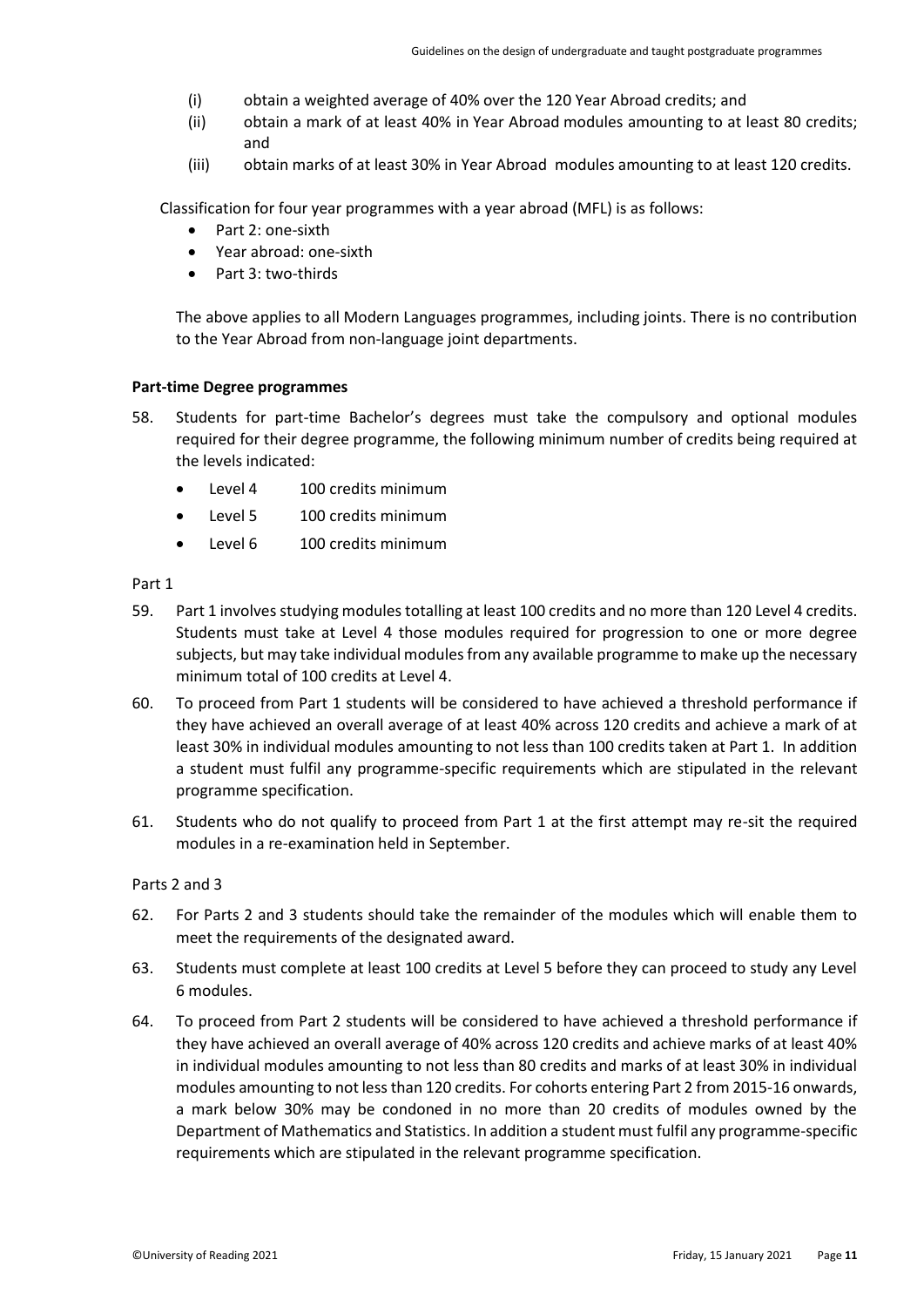(i) obtain a weighted average of 40% over the 120 Year Abroad credits; and
(ii) obtain a mark of at least 40% in Year Abroad modules amounting to at least 80 credits; and
(iii) obtain marks of at least 30% in Year Abroad modules amounting to at least 120 credits.

Classification for four year programmes with a year abroad (MFL) is as follows:

- Part 2: one-sixth
- Year abroad: one-sixth
- Part 3: two-thirds

The above applies to all Modern Languages programmes, including joints. There is no contribution to the Year Abroad from non-language joint departments.

**Part-time Degree programmes**

58. Students for part-time Bachelor's degrees must take the compulsory and optional modules required for their degree programme, the following minimum number of credits being required at the levels indicated:
    - Level 4 100 credits minimum
    - Level 5 100 credits minimum
    - Level 6 100 credits minimum

Part 1

59. Part 1 involves studying modules totalling at least 100 credits and no more than 120 Level 4 credits. Students must take at Level 4 those modules required for progression to one or more degree subjects, but may take individual modules from any available programme to make up the necessary minimum total of 100 credits at Level 4.
60. To proceed from Part 1 students will be considered to have achieved a threshold performance if they have achieved an overall average of at least 40% across 120 credits and achieve a mark of at least 30% in individual modules amounting to not less than 100 credits taken at Part 1. In addition a student must fulfil any programme-specific requirements which are stipulated in the relevant programme specification.
61. Students who do not qualify to proceed from Part 1 at the first attempt may re-sit the required modules in a re-examination held in September.

Parts 2 and 3

62. For Parts 2 and 3 students should take the remainder of the modules which will enable them to meet the requirements of the designated award.
63. Students must complete at least 100 credits at Level 5 before they can proceed to study any Level 6 modules.
64. To proceed from Part 2 students will be considered to have achieved a threshold performance if they have achieved an overall average of 40% across 120 credits and achieve marks of at least 40% in individual modules amounting to not less than 80 credits and marks of at least 30% in individual modules amounting to not less than 120 credits. For cohorts entering Part 2 from 2015-16 onwards, a mark below 30% may be condoned in no more than 20 credits of modules owned by the Department of Mathematics and Statistics. In addition a student must fulfil any programme-specific requirements which are stipulated in the relevant programme specification.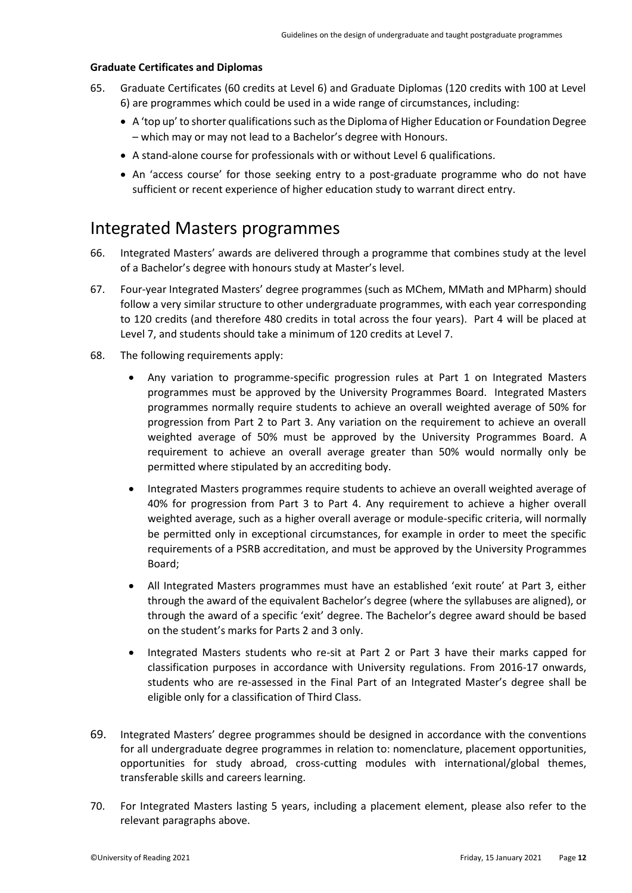**Graduate Certificates and Diplomas**

65. Graduate Certificates (60 credits at Level 6) and Graduate Diplomas (120 credits with 100 at Level 6) are programmes which could be used in a wide range of circumstances, including:
    - A 'top up' to shorter qualifications such as the Diploma of Higher Education or Foundation Degree – which may or may not lead to a Bachelor's degree with Honours.
    - A stand-alone course for professionals with or without Level 6 qualifications.
    - An 'access course' for those seeking entry to a post-graduate programme who do not have sufficient or recent experience of higher education study to warrant direct entry.

# Integrated Masters programmes

66. Integrated Masters' awards are delivered through a programme that combines study at the level of a Bachelor's degree with honours study at Master's level.

67. Four-year Integrated Masters' degree programmes (such as MChem, MMath and MPharm) should follow a very similar structure to other undergraduate programmes, with each year corresponding to 120 credits (and therefore 480 credits in total across the four years). Part 4 will be placed at Level 7, and students should take a minimum of 120 credits at Level 7.

68. The following requirements apply:
    - Any variation to programme-specific progression rules at Part 1 on Integrated Masters programmes must be approved by the University Programmes Board. Integrated Masters programmes normally require students to achieve an overall weighted average of 50% for progression from Part 2 to Part 3. Any variation on the requirement to achieve an overall weighted average of 50% must be approved by the University Programmes Board. A requirement to achieve an overall average greater than 50% would normally only be permitted where stipulated by an accrediting body.
    - Integrated Masters programmes require students to achieve an overall weighted average of 40% for progression from Part 3 to Part 4. Any requirement to achieve a higher overall weighted average, such as a higher overall average or module-specific criteria, will normally be permitted only in exceptional circumstances, for example in order to meet the specific requirements of a PSRB accreditation, and must be approved by the University Programmes Board;
    - All Integrated Masters programmes must have an established 'exit route' at Part 3, either through the award of the equivalent Bachelor's degree (where the syllabuses are aligned), or through the award of a specific 'exit' degree. The Bachelor's degree award should be based on the student's marks for Parts 2 and 3 only.
    - Integrated Masters students who re-sit at Part 2 or Part 3 have their marks capped for classification purposes in accordance with University regulations. From 2016-17 onwards, students who are re-assessed in the Final Part of an Integrated Master's degree shall be eligible only for a classification of Third Class.

69. Integrated Masters' degree programmes should be designed in accordance with the conventions for all undergraduate degree programmes in relation to: nomenclature, placement opportunities, opportunities for study abroad, cross-cutting modules with international/global themes, transferable skills and careers learning.

70. For Integrated Masters lasting 5 years, including a placement element, please also refer to the relevant paragraphs above.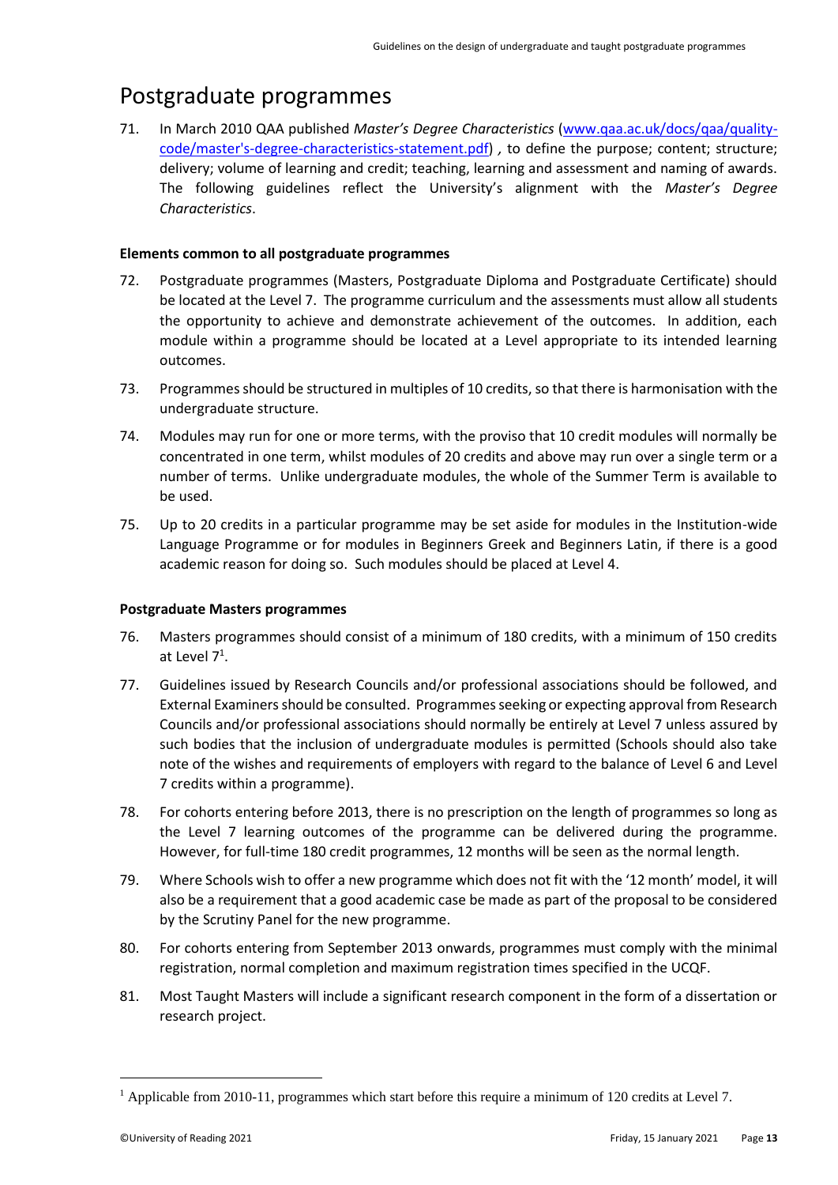# Postgraduate programmes

71. In March 2010 QAA published *Master's Degree Characteristics* (www.qaa.ac.uk/docs/qaa/quality-code/master's-degree-characteristics-statement.pdf) *,* to define the purpose; content; structure; delivery; volume of learning and credit; teaching, learning and assessment and naming of awards. The following guidelines reflect the University's alignment with the *Master's Degree Characteristics*.

**Elements common to all postgraduate programmes**

72. Postgraduate programmes (Masters, Postgraduate Diploma and Postgraduate Certificate) should be located at the Level 7. The programme curriculum and the assessments must allow all students the opportunity to achieve and demonstrate achievement of the outcomes. In addition, each module within a programme should be located at a Level appropriate to its intended learning outcomes.

73. Programmes should be structured in multiples of 10 credits, so that there is harmonisation with the undergraduate structure.

74. Modules may run for one or more terms, with the proviso that 10 credit modules will normally be concentrated in one term, whilst modules of 20 credits and above may run over a single term or a number of terms. Unlike undergraduate modules, the whole of the Summer Term is available to be used.

75. Up to 20 credits in a particular programme may be set aside for modules in the Institution-wide Language Programme or for modules in Beginners Greek and Beginners Latin, if there is a good academic reason for doing so. Such modules should be placed at Level 4.

**Postgraduate Masters programmes**

76. Masters programmes should consist of a minimum of 180 credits, with a minimum of 150 credits at Level 7[1].

77. Guidelines issued by Research Councils and/or professional associations should be followed, and External Examiners should be consulted. Programmes seeking or expecting approval from Research Councils and/or professional associations should normally be entirely at Level 7 unless assured by such bodies that the inclusion of undergraduate modules is permitted (Schools should also take note of the wishes and requirements of employers with regard to the balance of Level 6 and Level 7 credits within a programme).

78. For cohorts entering before 2013, there is no prescription on the length of programmes so long as the Level 7 learning outcomes of the programme can be delivered during the programme. However, for full-time 180 credit programmes, 12 months will be seen as the normal length.

79. Where Schools wish to offer a new programme which does not fit with the '12 month' model, it will also be a requirement that a good academic case be made as part of the proposal to be considered by the Scrutiny Panel for the new programme.

80. For cohorts entering from September 2013 onwards, programmes must comply with the minimal registration, normal completion and maximum registration times specified in the UCQF.

81. Most Taught Masters will include a significant research component in the form of a dissertation or research project.

---

[1] Applicable from 2010-11, programmes which start before this require a minimum of 120 credits at Level 7.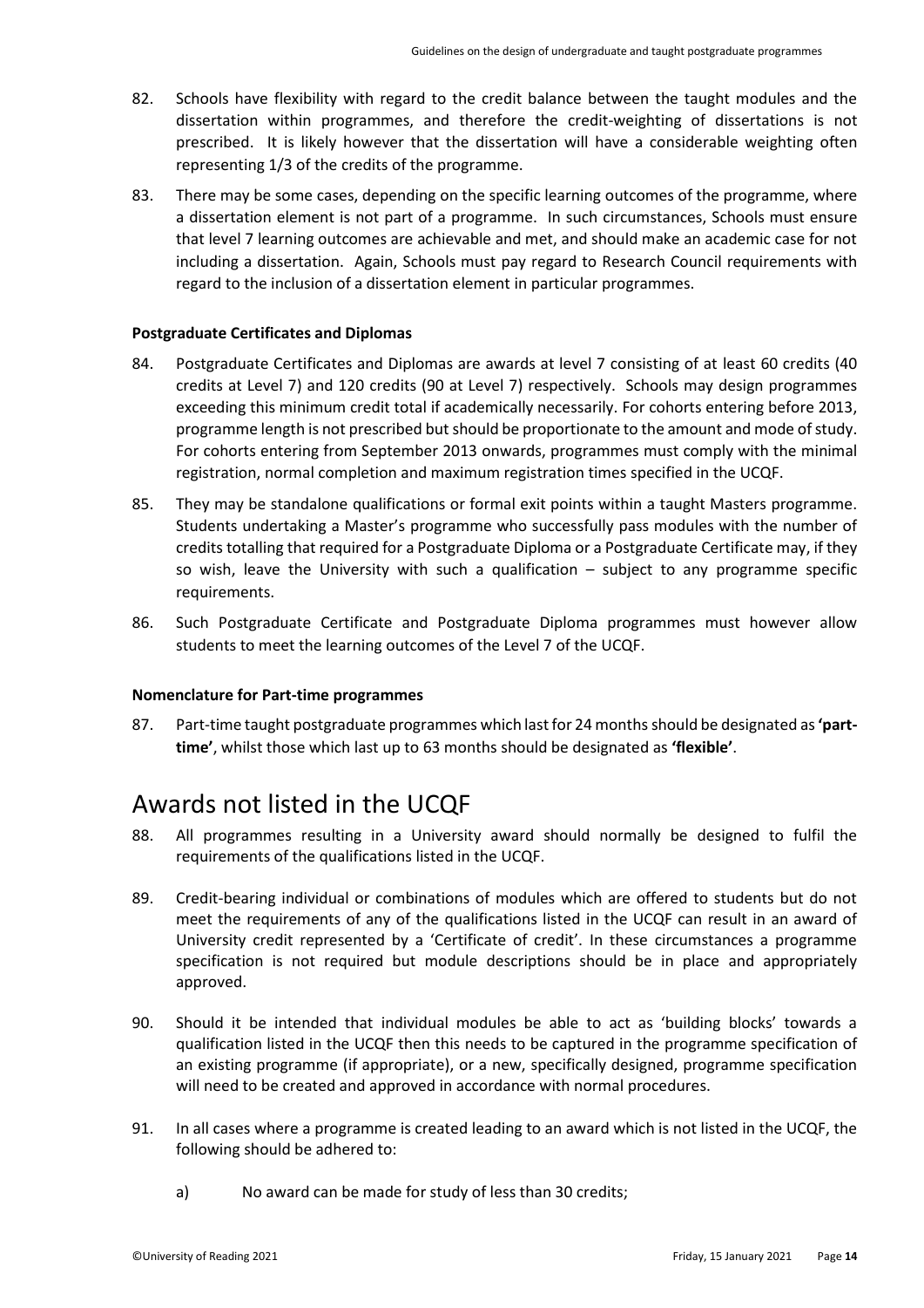82. Schools have flexibility with regard to the credit balance between the taught modules and the dissertation within programmes, and therefore the credit-weighting of dissertations is not prescribed. It is likely however that the dissertation will have a considerable weighting often representing 1/3 of the credits of the programme.

83. There may be some cases, depending on the specific learning outcomes of the programme, where a dissertation element is not part of a programme. In such circumstances, Schools must ensure that level 7 learning outcomes are achievable and met, and should make an academic case for not including a dissertation. Again, Schools must pay regard to Research Council requirements with regard to the inclusion of a dissertation element in particular programmes.

### Postgraduate Certificates and Diplomas

84. Postgraduate Certificates and Diplomas are awards at level 7 consisting of at least 60 credits (40 credits at Level 7) and 120 credits (90 at Level 7) respectively. Schools may design programmes exceeding this minimum credit total if academically necessarily. For cohorts entering before 2013, programme length is not prescribed but should be proportionate to the amount and mode of study. For cohorts entering from September 2013 onwards, programmes must comply with the minimal registration, normal completion and maximum registration times specified in the UCQF.

85. They may be standalone qualifications or formal exit points within a taught Masters programme. Students undertaking a Master's programme who successfully pass modules with the number of credits totalling that required for a Postgraduate Diploma or a Postgraduate Certificate may, if they so wish, leave the University with such a qualification – subject to any programme specific requirements.

86. Such Postgraduate Certificate and Postgraduate Diploma programmes must however allow students to meet the learning outcomes of the Level 7 of the UCQF.

### Nomenclature for Part-time programmes

87. Part-time taught postgraduate programmes which last for 24 months should be designated as **'part-time'**, whilst those which last up to 63 months should be designated as **'flexible'**.

## Awards not listed in the UCQF

88. All programmes resulting in a University award should normally be designed to fulfil the requirements of the qualifications listed in the UCQF.

89. Credit-bearing individual or combinations of modules which are offered to students but do not meet the requirements of any of the qualifications listed in the UCQF can result in an award of University credit represented by a 'Certificate of credit'. In these circumstances a programme specification is not required but module descriptions should be in place and appropriately approved.

90. Should it be intended that individual modules be able to act as 'building blocks' towards a qualification listed in the UCQF then this needs to be captured in the programme specification of an existing programme (if appropriate), or a new, specifically designed, programme specification will need to be created and approved in accordance with normal procedures.

91. In all cases where a programme is created leading to an award which is not listed in the UCQF, the following should be adhered to:

    a) No award can be made for study of less than 30 credits;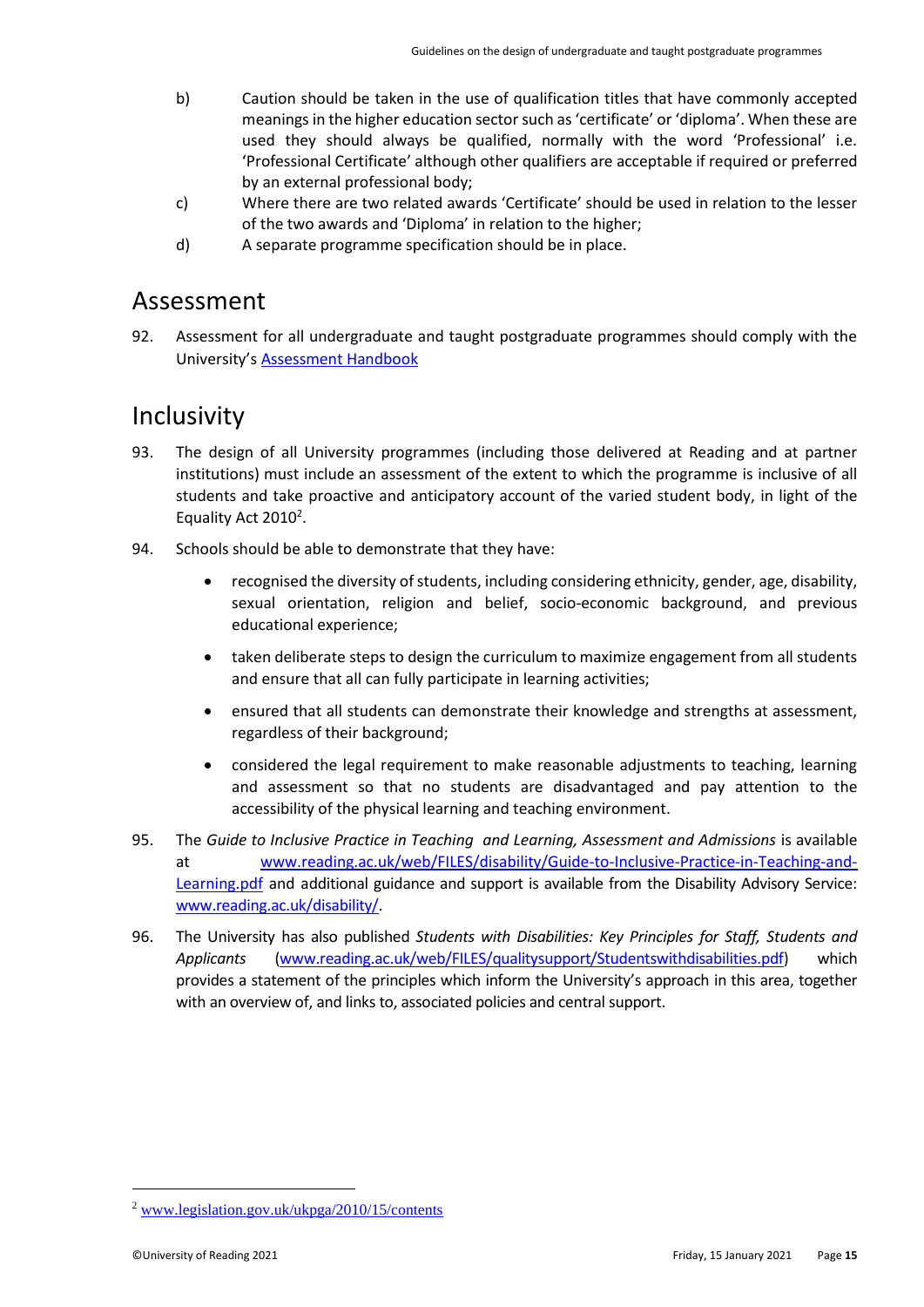b) Caution should be taken in the use of qualification titles that have commonly accepted meanings in the higher education sector such as 'certificate' or 'diploma'. When these are used they should always be qualified, normally with the word 'Professional' i.e. 'Professional Certificate' although other qualifiers are acceptable if required or preferred by an external professional body;

c) Where there are two related awards 'Certificate' should be used in relation to the lesser of the two awards and 'Diploma' in relation to the higher;

d) A separate programme specification should be in place.

## Assessment

92. Assessment for all undergraduate and taught postgraduate programmes should comply with the University's [Assessment Handbook](Assessment Handbook)

## Inclusivity

93. The design of all University programmes (including those delivered at Reading and at partner institutions) must include an assessment of the extent to which the programme is inclusive of all students and take proactive and anticipatory account of the varied student body, in light of the Equality Act 2010[2].

94. Schools should be able to demonstrate that they have:

   - recognised the diversity of students, including considering ethnicity, gender, age, disability, sexual orientation, religion and belief, socio-economic background, and previous educational experience;
   - taken deliberate steps to design the curriculum to maximize engagement from all students and ensure that all can fully participate in learning activities;
   - ensured that all students can demonstrate their knowledge and strengths at assessment, regardless of their background;
   - considered the legal requirement to make reasonable adjustments to teaching, learning and assessment so that no students are disadvantaged and pay attention to the accessibility of the physical learning and teaching environment.

95. The *Guide to Inclusive Practice in Teaching and Learning, Assessment and Admissions* is available at www.reading.ac.uk/web/FILES/disability/Guide-to-Inclusive-Practice-in-Teaching-and-Learning.pdf and additional guidance and support is available from the Disability Advisory Service: www.reading.ac.uk/disability/.

96. The University has also published *Students with Disabilities: Key Principles for Staff, Students and Applicants* (www.reading.ac.uk/web/FILES/qualitysupport/Studentswithdisabilities.pdf) which provides a statement of the principles which inform the University's approach in this area, together with an overview of, and links to, associated policies and central support.

[2] www.legislation.gov.uk/ukpga/2010/15/contents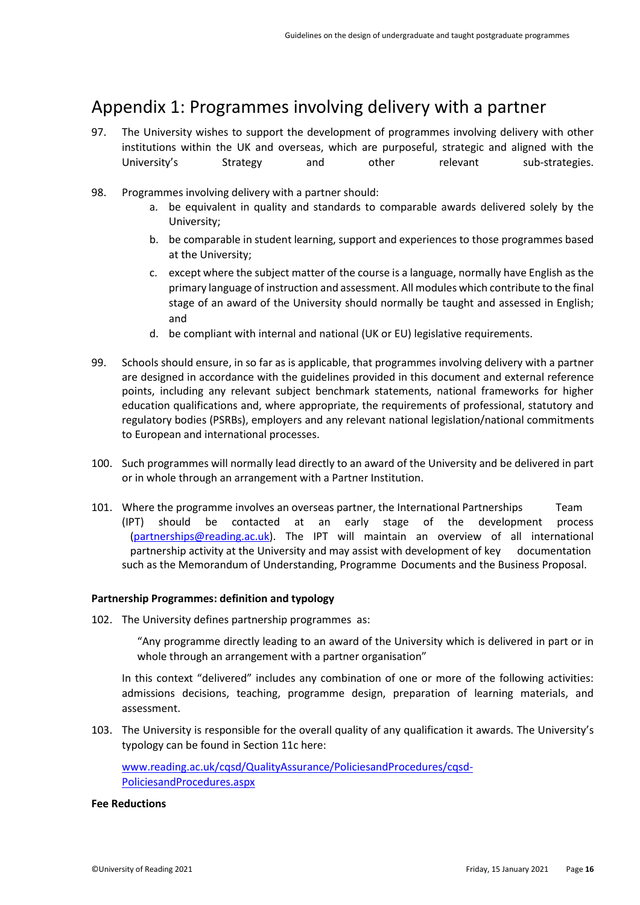# Appendix 1: Programmes involving delivery with a partner

97. The University wishes to support the development of programmes involving delivery with other institutions within the UK and overseas, which are purposeful, strategic and aligned with the University's Strategy and other relevant sub-strategies.

98. Programmes involving delivery with a partner should:
    a. be equivalent in quality and standards to comparable awards delivered solely by the University;
    b. be comparable in student learning, support and experiences to those programmes based at the University;
    c. except where the subject matter of the course is a language, normally have English as the primary language of instruction and assessment. All modules which contribute to the final stage of an award of the University should normally be taught and assessed in English; and
    d. be compliant with internal and national (UK or EU) legislative requirements.

99. Schools should ensure, in so far as is applicable, that programmes involving delivery with a partner are designed in accordance with the guidelines provided in this document and external reference points, including any relevant subject benchmark statements, national frameworks for higher education qualifications and, where appropriate, the requirements of professional, statutory and regulatory bodies (PSRBs), employers and any relevant national legislation/national commitments to European and international processes.

100. Such programmes will normally lead directly to an award of the University and be delivered in part or in whole through an arrangement with a Partner Institution.

101. Where the programme involves an overseas partner, the International Partnerships Team (IPT) should be contacted at an early stage of the development process (partnerships@reading.ac.uk). The IPT will maintain an overview of all international partnership activity at the University and may assist with development of key documentation such as the Memorandum of Understanding, Programme Documents and the Business Proposal.

**Partnership Programmes: definition and typology**

102. The University defines partnership programmes as:

    "Any programme directly leading to an award of the University which is delivered in part or in whole through an arrangement with a partner organisation"

    In this context "delivered" includes any combination of one or more of the following activities: admissions decisions, teaching, programme design, preparation of learning materials, and assessment.

103. The University is responsible for the overall quality of any qualification it awards. The University's typology can be found in Section 11c here:

    www.reading.ac.uk/cqsd/QualityAssurance/PoliciesandProcedures/cqsd-PoliciesandProcedures.aspx

**Fee Reductions**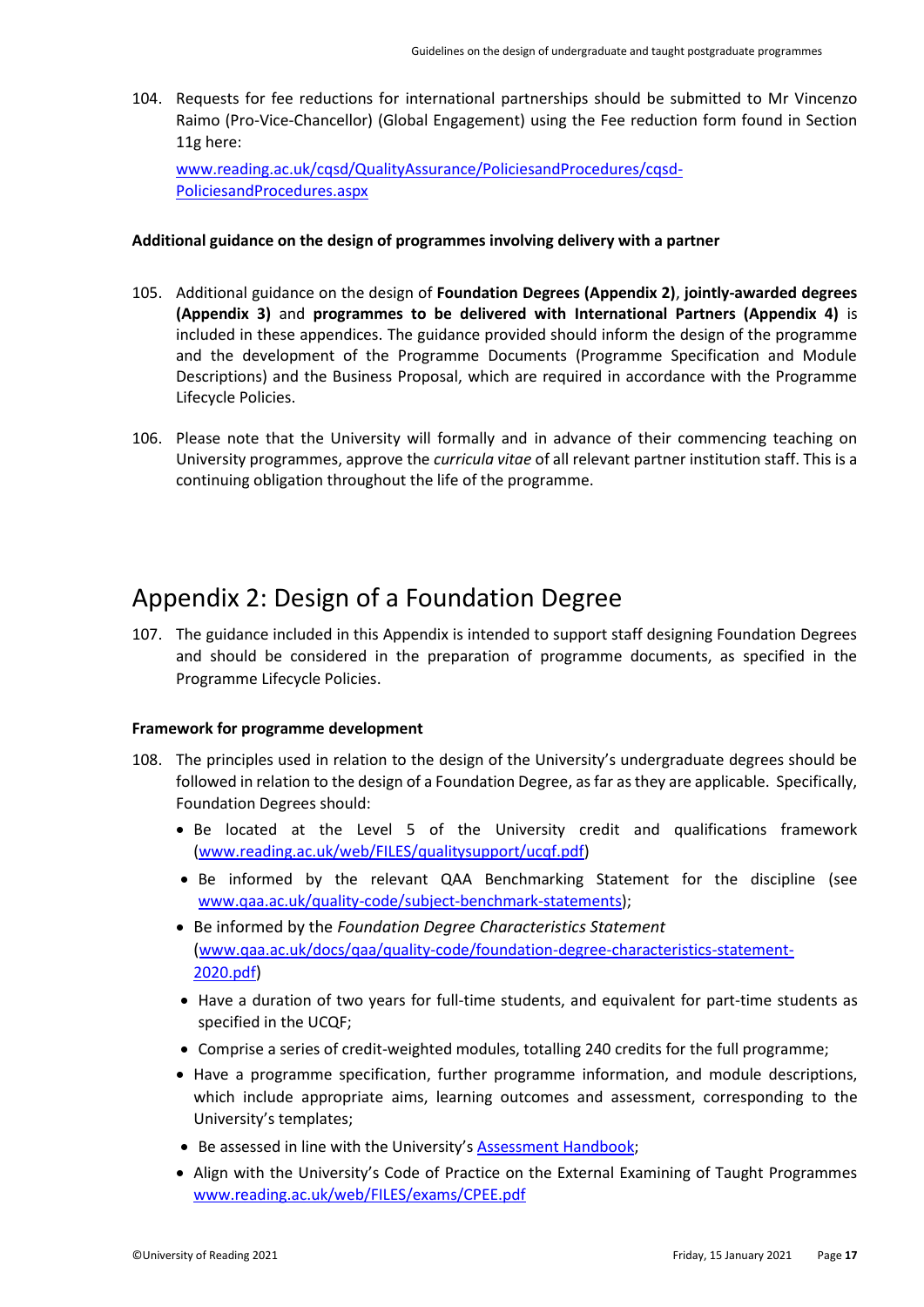104. Requests for fee reductions for international partnerships should be submitted to Mr Vincenzo Raimo (Pro-Vice-Chancellor) (Global Engagement) using the Fee reduction form found in Section 11g here:

[www.reading.ac.uk/cqsd/QualityAssurance/PoliciesandProcedures/cqsd-PoliciesandProcedures.aspx](www.reading.ac.uk/cqsd/QualityAssurance/PoliciesandProcedures/cqsd-PoliciesandProcedures.aspx)

**Additional guidance on the design of programmes involving delivery with a partner**

105. Additional guidance on the design of **Foundation Degrees (Appendix 2)**, **jointly-awarded degrees (Appendix 3)** and **programmes to be delivered with International Partners (Appendix 4)** is included in these appendices. The guidance provided should inform the design of the programme and the development of the Programme Documents (Programme Specification and Module Descriptions) and the Business Proposal, which are required in accordance with the Programme Lifecycle Policies.

106. Please note that the University will formally and in advance of their commencing teaching on University programmes, approve the *curricula vitae* of all relevant partner institution staff. This is a continuing obligation throughout the life of the programme.

# Appendix 2: Design of a Foundation Degree

107. The guidance included in this Appendix is intended to support staff designing Foundation Degrees and should be considered in the preparation of programme documents, as specified in the Programme Lifecycle Policies.

**Framework for programme development**

108. The principles used in relation to the design of the University's undergraduate degrees should be followed in relation to the design of a Foundation Degree, as far as they are applicable. Specifically, Foundation Degrees should:

- Be located at the Level 5 of the University credit and qualifications framework ([www.reading.ac.uk/web/FILES/qualitysupport/ucqf.pdf](www.reading.ac.uk/web/FILES/qualitysupport/ucqf.pdf))
- Be informed by the relevant QAA Benchmarking Statement for the discipline (see [www.qaa.ac.uk/quality-code/subject-benchmark-statements](www.qaa.ac.uk/quality-code/subject-benchmark-statements));
- Be informed by the *Foundation Degree Characteristics Statement* ([www.qaa.ac.uk/docs/qaa/quality-code/foundation-degree-characteristics-statement-2020.pdf](www.qaa.ac.uk/docs/qaa/quality-code/foundation-degree-characteristics-statement-2020.pdf))
- Have a duration of two years for full-time students, and equivalent for part-time students as specified in the UCQF;
- Comprise a series of credit-weighted modules, totalling 240 credits for the full programme;
- Have a programme specification, further programme information, and module descriptions, which include appropriate aims, learning outcomes and assessment, corresponding to the University's templates;
- Be assessed in line with the University's Assessment Handbook;
- Align with the University's Code of Practice on the External Examining of Taught Programmes [www.reading.ac.uk/web/FILES/exams/CPEE.pdf](www.reading.ac.uk/web/FILES/exams/CPEE.pdf)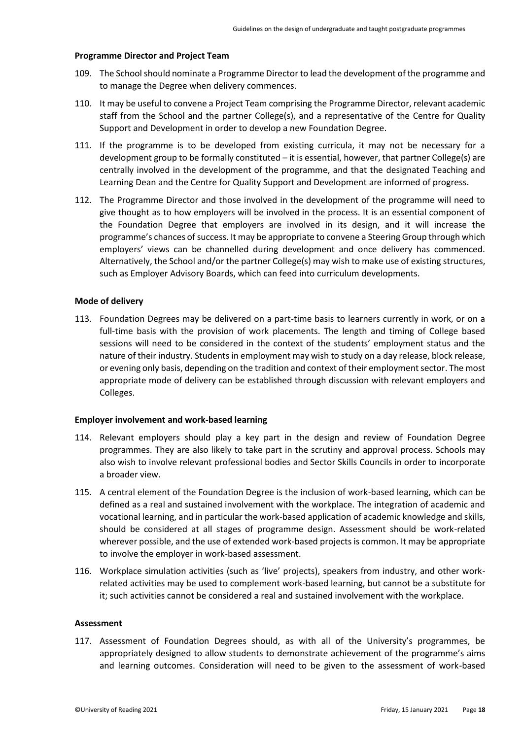**Programme Director and Project Team**

109. The School should nominate a Programme Director to lead the development of the programme and to manage the Degree when delivery commences.

110. It may be useful to convene a Project Team comprising the Programme Director, relevant academic staff from the School and the partner College(s), and a representative of the Centre for Quality Support and Development in order to develop a new Foundation Degree.

111. If the programme is to be developed from existing curricula, it may not be necessary for a development group to be formally constituted – it is essential, however, that partner College(s) are centrally involved in the development of the programme, and that the designated Teaching and Learning Dean and the Centre for Quality Support and Development are informed of progress.

112. The Programme Director and those involved in the development of the programme will need to give thought as to how employers will be involved in the process. It is an essential component of the Foundation Degree that employers are involved in its design, and it will increase the programme's chances of success. It may be appropriate to convene a Steering Group through which employers' views can be channelled during development and once delivery has commenced. Alternatively, the School and/or the partner College(s) may wish to make use of existing structures, such as Employer Advisory Boards, which can feed into curriculum developments.

**Mode of delivery**

113. Foundation Degrees may be delivered on a part-time basis to learners currently in work, or on a full-time basis with the provision of work placements. The length and timing of College based sessions will need to be considered in the context of the students' employment status and the nature of their industry. Students in employment may wish to study on a day release, block release, or evening only basis, depending on the tradition and context of their employment sector. The most appropriate mode of delivery can be established through discussion with relevant employers and Colleges.

**Employer involvement and work-based learning**

114. Relevant employers should play a key part in the design and review of Foundation Degree programmes. They are also likely to take part in the scrutiny and approval process. Schools may also wish to involve relevant professional bodies and Sector Skills Councils in order to incorporate a broader view.

115. A central element of the Foundation Degree is the inclusion of work-based learning, which can be defined as a real and sustained involvement with the workplace. The integration of academic and vocational learning, and in particular the work-based application of academic knowledge and skills, should be considered at all stages of programme design. Assessment should be work-related wherever possible, and the use of extended work-based projects is common. It may be appropriate to involve the employer in work-based assessment.

116. Workplace simulation activities (such as 'live' projects), speakers from industry, and other work-related activities may be used to complement work-based learning, but cannot be a substitute for it; such activities cannot be considered a real and sustained involvement with the workplace.

**Assessment**

117. Assessment of Foundation Degrees should, as with all of the University's programmes, be appropriately designed to allow students to demonstrate achievement of the programme's aims and learning outcomes. Consideration will need to be given to the assessment of work-based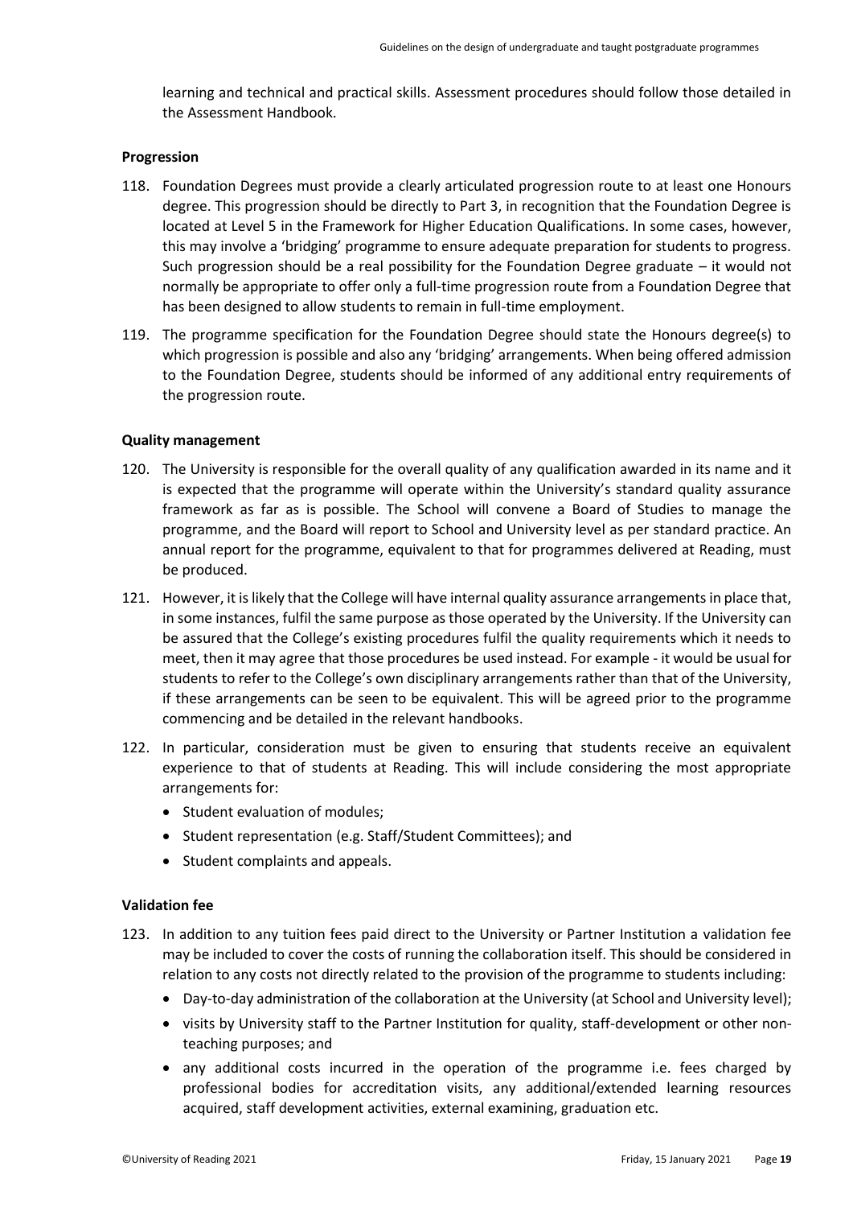learning and technical and practical skills. Assessment procedures should follow those detailed in the Assessment Handbook.

**Progression**

118. Foundation Degrees must provide a clearly articulated progression route to at least one Honours degree. This progression should be directly to Part 3, in recognition that the Foundation Degree is located at Level 5 in the Framework for Higher Education Qualifications. In some cases, however, this may involve a 'bridging' programme to ensure adequate preparation for students to progress. Such progression should be a real possibility for the Foundation Degree graduate – it would not normally be appropriate to offer only a full-time progression route from a Foundation Degree that has been designed to allow students to remain in full-time employment.

119. The programme specification for the Foundation Degree should state the Honours degree(s) to which progression is possible and also any 'bridging' arrangements. When being offered admission to the Foundation Degree, students should be informed of any additional entry requirements of the progression route.

**Quality management**

120. The University is responsible for the overall quality of any qualification awarded in its name and it is expected that the programme will operate within the University's standard quality assurance framework as far as is possible. The School will convene a Board of Studies to manage the programme, and the Board will report to School and University level as per standard practice. An annual report for the programme, equivalent to that for programmes delivered at Reading, must be produced.

121. However, it is likely that the College will have internal quality assurance arrangements in place that, in some instances, fulfil the same purpose as those operated by the University. If the University can be assured that the College's existing procedures fulfil the quality requirements which it needs to meet, then it may agree that those procedures be used instead. For example - it would be usual for students to refer to the College's own disciplinary arrangements rather than that of the University, if these arrangements can be seen to be equivalent. This will be agreed prior to the programme commencing and be detailed in the relevant handbooks.

122. In particular, consideration must be given to ensuring that students receive an equivalent experience to that of students at Reading. This will include considering the most appropriate arrangements for:
    - Student evaluation of modules;
    - Student representation (e.g. Staff/Student Committees); and
    - Student complaints and appeals.

**Validation fee**

123. In addition to any tuition fees paid direct to the University or Partner Institution a validation fee may be included to cover the costs of running the collaboration itself. This should be considered in relation to any costs not directly related to the provision of the programme to students including:
    - Day-to-day administration of the collaboration at the University (at School and University level);
    - visits by University staff to the Partner Institution for quality, staff-development or other non-teaching purposes; and
    - any additional costs incurred in the operation of the programme i.e. fees charged by professional bodies for accreditation visits, any additional/extended learning resources acquired, staff development activities, external examining, graduation etc.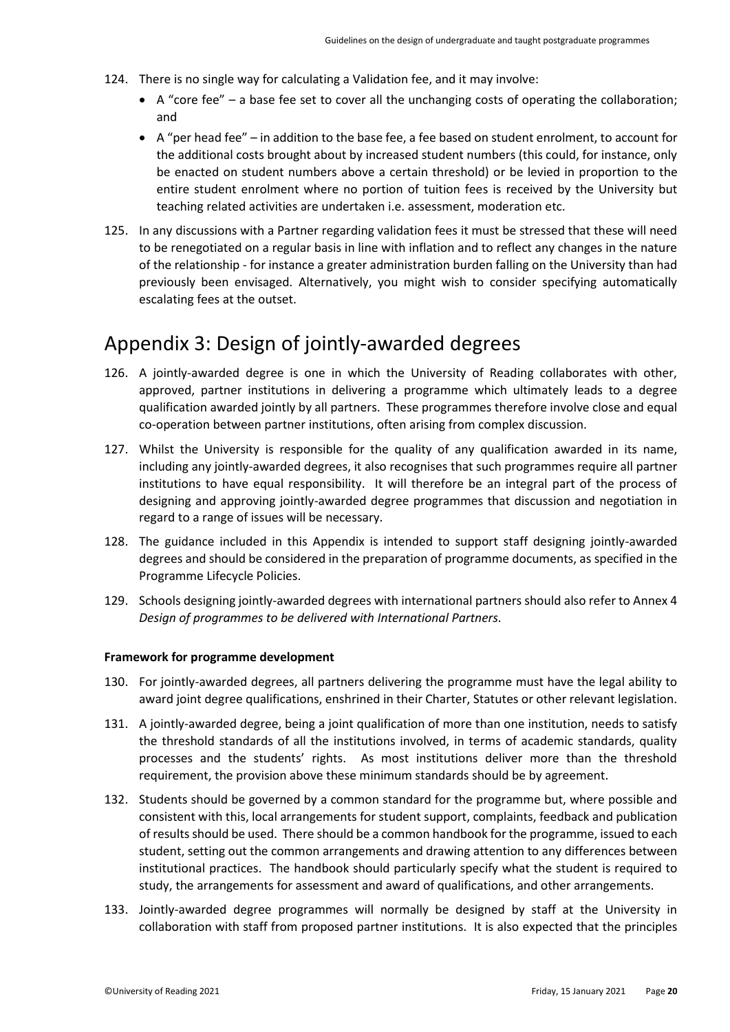124. There is no single way for calculating a Validation fee, and it may involve:
    - A "core fee" – a base fee set to cover all the unchanging costs of operating the collaboration; and
    - A "per head fee" – in addition to the base fee, a fee based on student enrolment, to account for the additional costs brought about by increased student numbers (this could, for instance, only be enacted on student numbers above a certain threshold) or be levied in proportion to the entire student enrolment where no portion of tuition fees is received by the University but teaching related activities are undertaken i.e. assessment, moderation etc.

125. In any discussions with a Partner regarding validation fees it must be stressed that these will need to be renegotiated on a regular basis in line with inflation and to reflect any changes in the nature of the relationship - for instance a greater administration burden falling on the University than had previously been envisaged. Alternatively, you might wish to consider specifying automatically escalating fees at the outset.

# Appendix 3: Design of jointly-awarded degrees

126. A jointly-awarded degree is one in which the University of Reading collaborates with other, approved, partner institutions in delivering a programme which ultimately leads to a degree qualification awarded jointly by all partners. These programmes therefore involve close and equal co-operation between partner institutions, often arising from complex discussion.

127. Whilst the University is responsible for the quality of any qualification awarded in its name, including any jointly-awarded degrees, it also recognises that such programmes require all partner institutions to have equal responsibility. It will therefore be an integral part of the process of designing and approving jointly-awarded degree programmes that discussion and negotiation in regard to a range of issues will be necessary.

128. The guidance included in this Appendix is intended to support staff designing jointly-awarded degrees and should be considered in the preparation of programme documents, as specified in the Programme Lifecycle Policies.

129. Schools designing jointly-awarded degrees with international partners should also refer to Annex 4 *Design of programmes to be delivered with International Partners.*

**Framework for programme development**

130. For jointly-awarded degrees, all partners delivering the programme must have the legal ability to award joint degree qualifications, enshrined in their Charter, Statutes or other relevant legislation.

131. A jointly-awarded degree, being a joint qualification of more than one institution, needs to satisfy the threshold standards of all the institutions involved, in terms of academic standards, quality processes and the students' rights. As most institutions deliver more than the threshold requirement, the provision above these minimum standards should be by agreement.

132. Students should be governed by a common standard for the programme but, where possible and consistent with this, local arrangements for student support, complaints, feedback and publication of results should be used. There should be a common handbook for the programme, issued to each student, setting out the common arrangements and drawing attention to any differences between institutional practices. The handbook should particularly specify what the student is required to study, the arrangements for assessment and award of qualifications, and other arrangements.

133. Jointly-awarded degree programmes will normally be designed by staff at the University in collaboration with staff from proposed partner institutions. It is also expected that the principles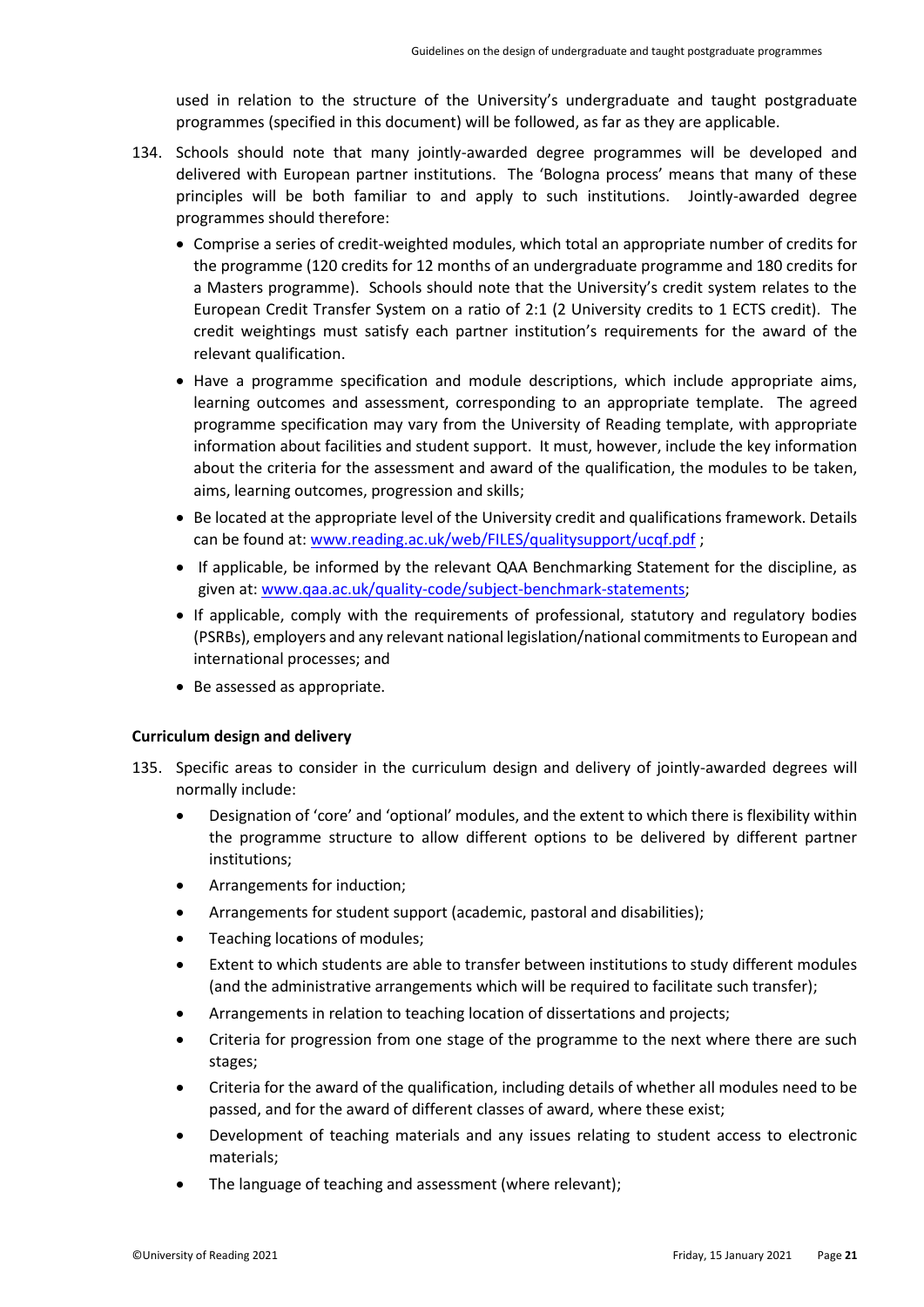used in relation to the structure of the University's undergraduate and taught postgraduate programmes (specified in this document) will be followed, as far as they are applicable.

134. Schools should note that many jointly-awarded degree programmes will be developed and delivered with European partner institutions. The 'Bologna process' means that many of these principles will be both familiar to and apply to such institutions. Jointly-awarded degree programmes should therefore:

    - Comprise a series of credit-weighted modules, which total an appropriate number of credits for the programme (120 credits for 12 months of an undergraduate programme and 180 credits for a Masters programme). Schools should note that the University's credit system relates to the European Credit Transfer System on a ratio of 2:1 (2 University credits to 1 ECTS credit). The credit weightings must satisfy each partner institution's requirements for the award of the relevant qualification.
    - Have a programme specification and module descriptions, which include appropriate aims, learning outcomes and assessment, corresponding to an appropriate template. The agreed programme specification may vary from the University of Reading template, with appropriate information about facilities and student support. It must, however, include the key information about the criteria for the assessment and award of the qualification, the modules to be taken, aims, learning outcomes, progression and skills;
    - Be located at the appropriate level of the University credit and qualifications framework. Details can be found at: [www.reading.ac.uk/web/FILES/qualitysupport/ucqf.pdf](www.reading.ac.uk/web/FILES/qualitysupport/ucqf.pdf) ;
    - If applicable, be informed by the relevant QAA Benchmarking Statement for the discipline, as given at: [www.qaa.ac.uk/quality-code/subject-benchmark-statements](www.qaa.ac.uk/quality-code/subject-benchmark-statements);
    - If applicable, comply with the requirements of professional, statutory and regulatory bodies (PSRBs), employers and any relevant national legislation/national commitments to European and international processes; and
    - Be assessed as appropriate.

**Curriculum design and delivery**

135. Specific areas to consider in the curriculum design and delivery of jointly-awarded degrees will normally include:

    - Designation of 'core' and 'optional' modules, and the extent to which there is flexibility within the programme structure to allow different options to be delivered by different partner institutions;
    - Arrangements for induction;
    - Arrangements for student support (academic, pastoral and disabilities);
    - Teaching locations of modules;
    - Extent to which students are able to transfer between institutions to study different modules (and the administrative arrangements which will be required to facilitate such transfer);
    - Arrangements in relation to teaching location of dissertations and projects;
    - Criteria for progression from one stage of the programme to the next where there are such stages;
    - Criteria for the award of the qualification, including details of whether all modules need to be passed, and for the award of different classes of award, where these exist;
    - Development of teaching materials and any issues relating to student access to electronic materials;
    - The language of teaching and assessment (where relevant);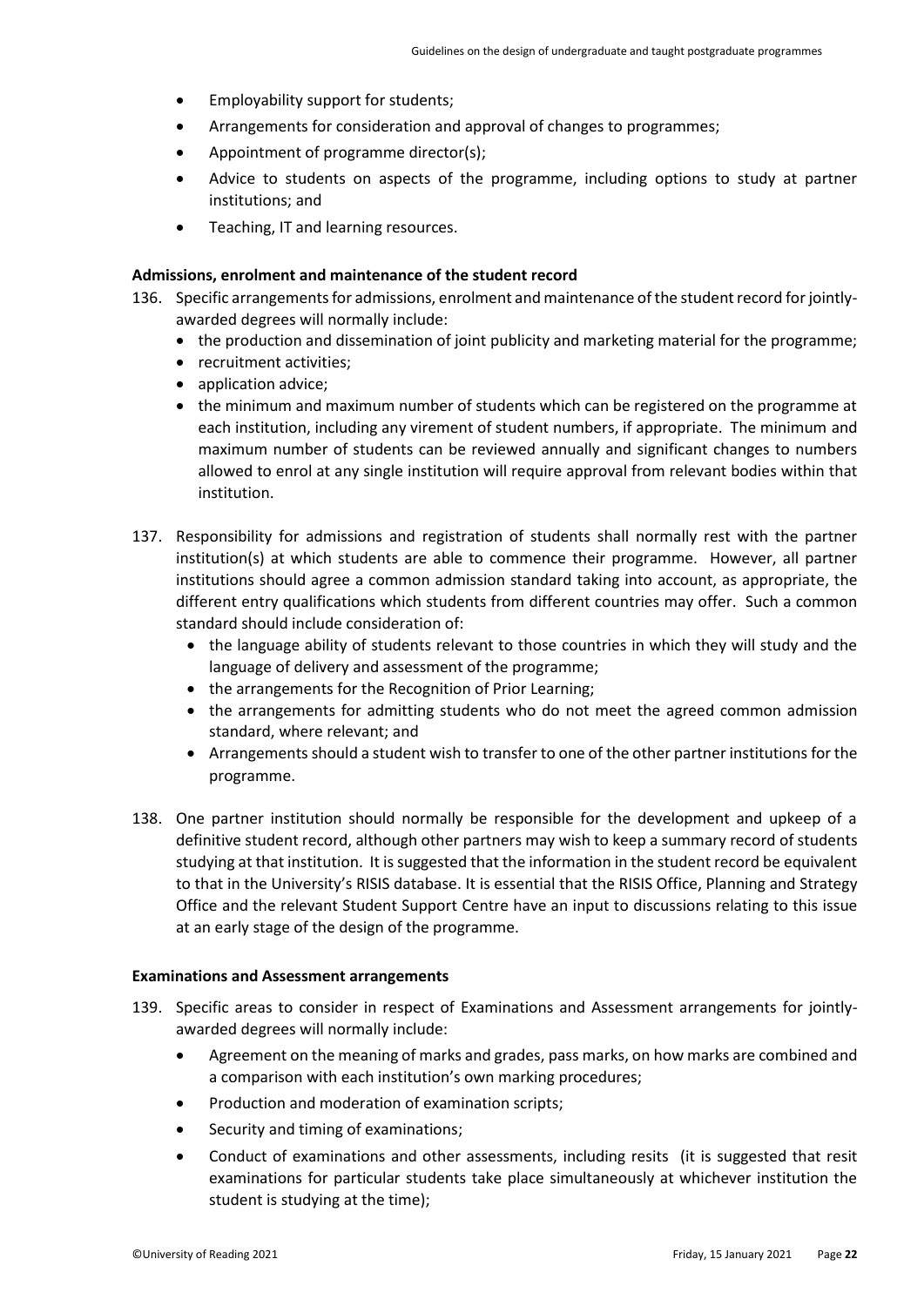- Employability support for students;
- Arrangements for consideration and approval of changes to programmes;
- Appointment of programme director(s);
- Advice to students on aspects of the programme, including options to study at partner institutions; and
- Teaching, IT and learning resources.

**Admissions, enrolment and maintenance of the student record**

136. Specific arrangements for admissions, enrolment and maintenance of the student record for jointly-awarded degrees will normally include:
    - the production and dissemination of joint publicity and marketing material for the programme;
    - recruitment activities;
    - application advice;
    - the minimum and maximum number of students which can be registered on the programme at each institution, including any virement of student numbers, if appropriate. The minimum and maximum number of students can be reviewed annually and significant changes to numbers allowed to enrol at any single institution will require approval from relevant bodies within that institution.

137. Responsibility for admissions and registration of students shall normally rest with the partner institution(s) at which students are able to commence their programme. However, all partner institutions should agree a common admission standard taking into account, as appropriate, the different entry qualifications which students from different countries may offer. Such a common standard should include consideration of:
    - the language ability of students relevant to those countries in which they will study and the language of delivery and assessment of the programme;
    - the arrangements for the Recognition of Prior Learning;
    - the arrangements for admitting students who do not meet the agreed common admission standard, where relevant; and
    - Arrangements should a student wish to transfer to one of the other partner institutions for the programme.

138. One partner institution should normally be responsible for the development and upkeep of a definitive student record, although other partners may wish to keep a summary record of students studying at that institution. It is suggested that the information in the student record be equivalent to that in the University's RISIS database. It is essential that the RISIS Office, Planning and Strategy Office and the relevant Student Support Centre have an input to discussions relating to this issue at an early stage of the design of the programme.

**Examinations and Assessment arrangements**

139. Specific areas to consider in respect of Examinations and Assessment arrangements for jointly-awarded degrees will normally include:
    - Agreement on the meaning of marks and grades, pass marks, on how marks are combined and a comparison with each institution's own marking procedures;
    - Production and moderation of examination scripts;
    - Security and timing of examinations;
    - Conduct of examinations and other assessments, including resits (it is suggested that resit examinations for particular students take place simultaneously at whichever institution the student is studying at the time);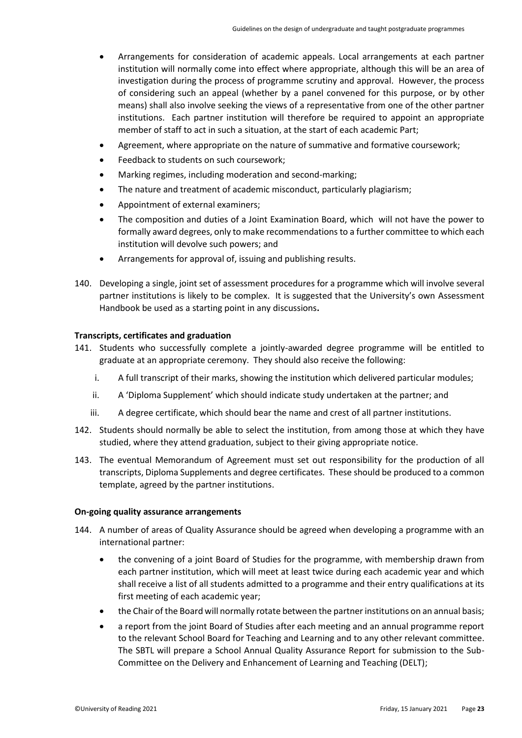- Arrangements for consideration of academic appeals. Local arrangements at each partner institution will normally come into effect where appropriate, although this will be an area of investigation during the process of programme scrutiny and approval. However, the process of considering such an appeal (whether by a panel convened for this purpose, or by other means) shall also involve seeking the views of a representative from one of the other partner institutions. Each partner institution will therefore be required to appoint an appropriate member of staff to act in such a situation, at the start of each academic Part;
- Agreement, where appropriate on the nature of summative and formative coursework;
- Feedback to students on such coursework;
- Marking regimes, including moderation and second-marking;
- The nature and treatment of academic misconduct, particularly plagiarism;
- Appointment of external examiners;
- The composition and duties of a Joint Examination Board, which will not have the power to formally award degrees, only to make recommendations to a further committee to which each institution will devolve such powers; and
- Arrangements for approval of, issuing and publishing results.

140. Developing a single, joint set of assessment procedures for a programme which will involve several partner institutions is likely to be complex. It is suggested that the University's own Assessment Handbook be used as a starting point in any discussions**.**

**Transcripts, certificates and graduation**

141. Students who successfully complete a jointly-awarded degree programme will be entitled to graduate at an appropriate ceremony. They should also receive the following:

    i. A full transcript of their marks, showing the institution which delivered particular modules;

    ii. A 'Diploma Supplement' which should indicate study undertaken at the partner; and

    iii. A degree certificate, which should bear the name and crest of all partner institutions.

142. Students should normally be able to select the institution, from among those at which they have studied, where they attend graduation, subject to their giving appropriate notice.

143. The eventual Memorandum of Agreement must set out responsibility for the production of all transcripts, Diploma Supplements and degree certificates. These should be produced to a common template, agreed by the partner institutions.

**On-going quality assurance arrangements**

144. A number of areas of Quality Assurance should be agreed when developing a programme with an international partner:

    - the convening of a joint Board of Studies for the programme, with membership drawn from each partner institution, which will meet at least twice during each academic year and which shall receive a list of all students admitted to a programme and their entry qualifications at its first meeting of each academic year;
    - the Chair of the Board will normally rotate between the partner institutions on an annual basis;
    - a report from the joint Board of Studies after each meeting and an annual programme report to the relevant School Board for Teaching and Learning and to any other relevant committee. The SBTL will prepare a School Annual Quality Assurance Report for submission to the Sub-Committee on the Delivery and Enhancement of Learning and Teaching (DELT);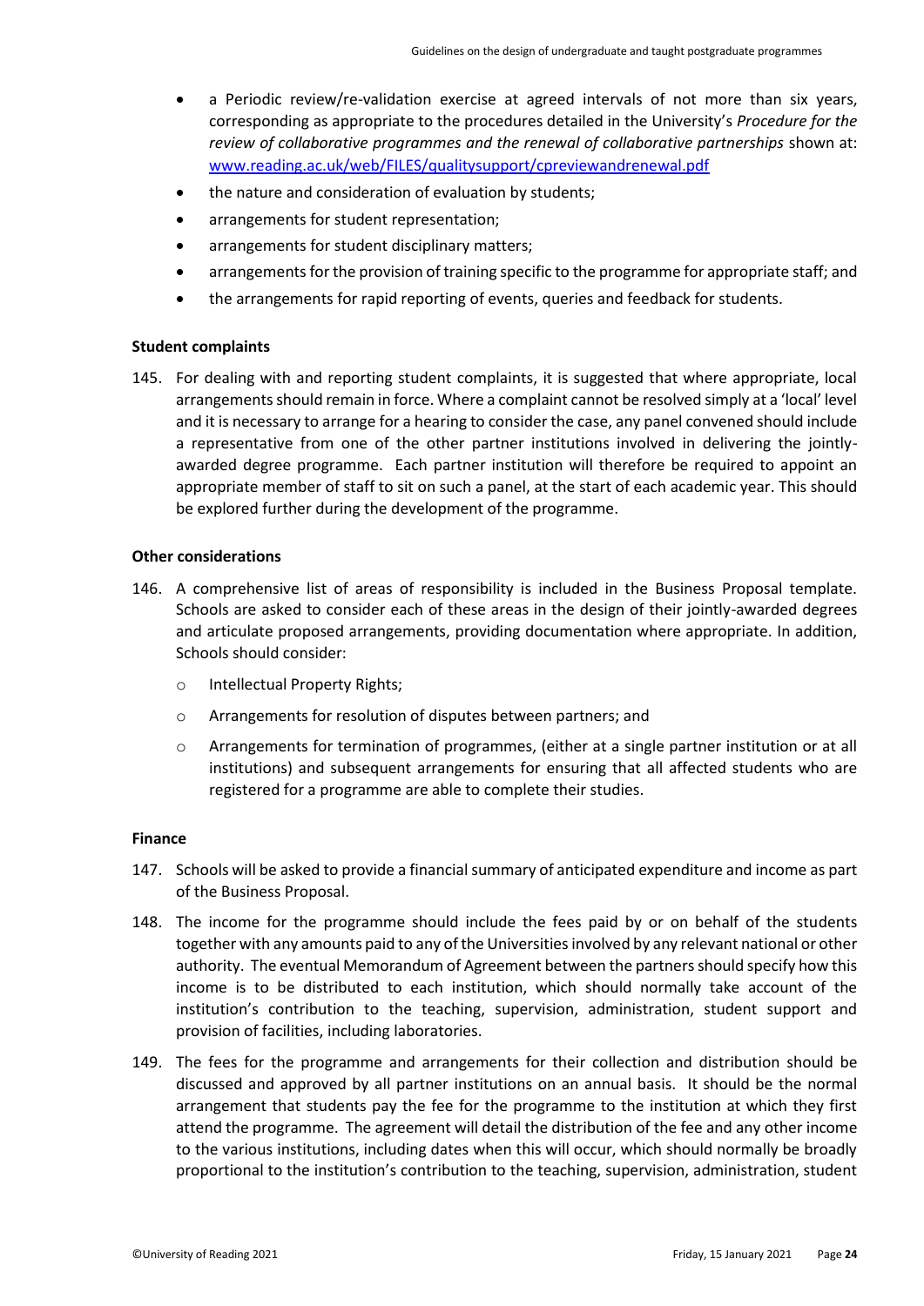- a Periodic review/re-validation exercise at agreed intervals of not more than six years, corresponding as appropriate to the procedures detailed in the University's *Procedure for the review of collaborative programmes and the renewal of collaborative partnerships* shown at: [www.reading.ac.uk/web/FILES/qualitysupport/cpreviewandrenewal.pdf](www.reading.ac.uk/web/FILES/qualitysupport/cpreviewandrenewal.pdf)
- the nature and consideration of evaluation by students;
- arrangements for student representation;
- arrangements for student disciplinary matters;
- arrangements for the provision of training specific to the programme for appropriate staff; and
- the arrangements for rapid reporting of events, queries and feedback for students.

**Student complaints**

145. For dealing with and reporting student complaints, it is suggested that where appropriate, local arrangements should remain in force. Where a complaint cannot be resolved simply at a 'local' level and it is necessary to arrange for a hearing to consider the case, any panel convened should include a representative from one of the other partner institutions involved in delivering the jointly-awarded degree programme. Each partner institution will therefore be required to appoint an appropriate member of staff to sit on such a panel, at the start of each academic year. This should be explored further during the development of the programme.

**Other considerations**

146. A comprehensive list of areas of responsibility is included in the Business Proposal template. Schools are asked to consider each of these areas in the design of their jointly-awarded degrees and articulate proposed arrangements, providing documentation where appropriate. In addition, Schools should consider:

    - Intellectual Property Rights;
    - Arrangements for resolution of disputes between partners; and
    - Arrangements for termination of programmes, (either at a single partner institution or at all institutions) and subsequent arrangements for ensuring that all affected students who are registered for a programme are able to complete their studies.

**Finance**

147. Schools will be asked to provide a financial summary of anticipated expenditure and income as part of the Business Proposal.

148. The income for the programme should include the fees paid by or on behalf of the students together with any amounts paid to any of the Universities involved by any relevant national or other authority. The eventual Memorandum of Agreement between the partners should specify how this income is to be distributed to each institution, which should normally take account of the institution's contribution to the teaching, supervision, administration, student support and provision of facilities, including laboratories.

149. The fees for the programme and arrangements for their collection and distribution should be discussed and approved by all partner institutions on an annual basis. It should be the normal arrangement that students pay the fee for the programme to the institution at which they first attend the programme. The agreement will detail the distribution of the fee and any other income to the various institutions, including dates when this will occur, which should normally be broadly proportional to the institution's contribution to the teaching, supervision, administration, student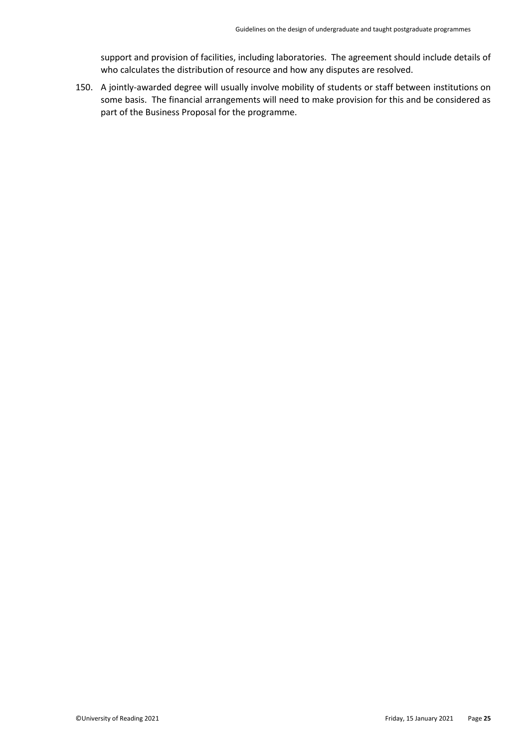support and provision of facilities, including laboratories. The agreement should include details of who calculates the distribution of resource and how any disputes are resolved.

150. A jointly-awarded degree will usually involve mobility of students or staff between institutions on some basis. The financial arrangements will need to make provision for this and be considered as part of the Business Proposal for the programme.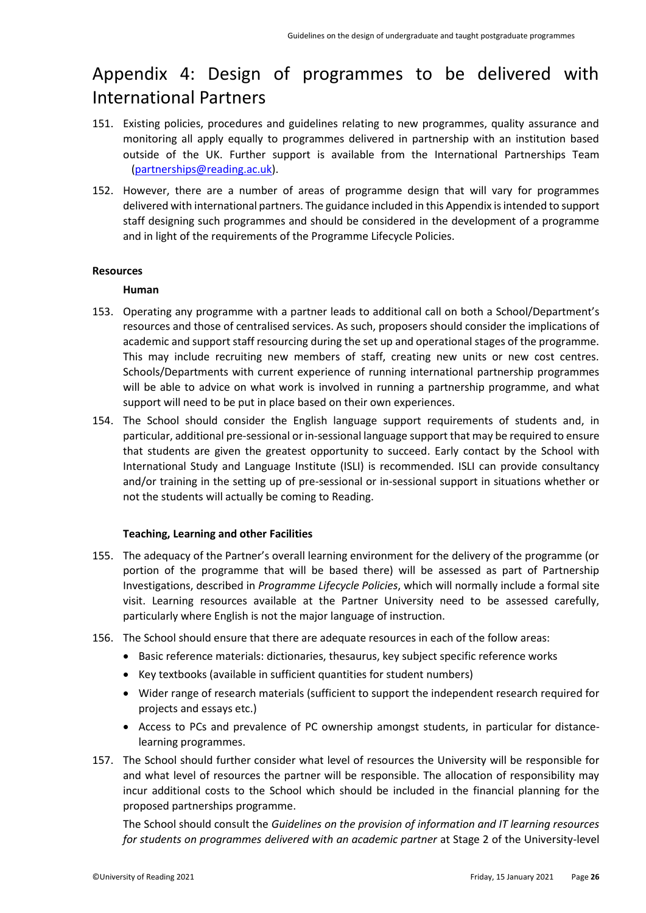# Appendix 4: Design of programmes to be delivered with International Partners

151. Existing policies, procedures and guidelines relating to new programmes, quality assurance and monitoring all apply equally to programmes delivered in partnership with an institution based outside of the UK. Further support is available from the International Partnerships Team (partnerships@reading.ac.uk).

152. However, there are a number of areas of programme design that will vary for programmes delivered with international partners. The guidance included in this Appendix is intended to support staff designing such programmes and should be considered in the development of a programme and in light of the requirements of the Programme Lifecycle Policies.

**Resources**

**Human**

153. Operating any programme with a partner leads to additional call on both a School/Department's resources and those of centralised services. As such, proposers should consider the implications of academic and support staff resourcing during the set up and operational stages of the programme. This may include recruiting new members of staff, creating new units or new cost centres. Schools/Departments with current experience of running international partnership programmes will be able to advice on what work is involved in running a partnership programme, and what support will need to be put in place based on their own experiences.

154. The School should consider the English language support requirements of students and, in particular, additional pre-sessional or in-sessional language support that may be required to ensure that students are given the greatest opportunity to succeed. Early contact by the School with International Study and Language Institute (ISLI) is recommended. ISLI can provide consultancy and/or training in the setting up of pre-sessional or in-sessional support in situations whether or not the students will actually be coming to Reading.

**Teaching, Learning and other Facilities**

155. The adequacy of the Partner's overall learning environment for the delivery of the programme (or portion of the programme that will be based there) will be assessed as part of Partnership Investigations, described in *Programme Lifecycle Policies*, which will normally include a formal site visit. Learning resources available at the Partner University need to be assessed carefully, particularly where English is not the major language of instruction.

156. The School should ensure that there are adequate resources in each of the follow areas:
    - Basic reference materials: dictionaries, thesaurus, key subject specific reference works
    - Key textbooks (available in sufficient quantities for student numbers)
    - Wider range of research materials (sufficient to support the independent research required for projects and essays etc.)
    - Access to PCs and prevalence of PC ownership amongst students, in particular for distance-learning programmes.

157. The School should further consider what level of resources the University will be responsible for and what level of resources the partner will be responsible. The allocation of responsibility may incur additional costs to the School which should be included in the financial planning for the proposed partnerships programme.

    The School should consult the *Guidelines on the provision of information and IT learning resources for students on programmes delivered with an academic partner* at Stage 2 of the University-level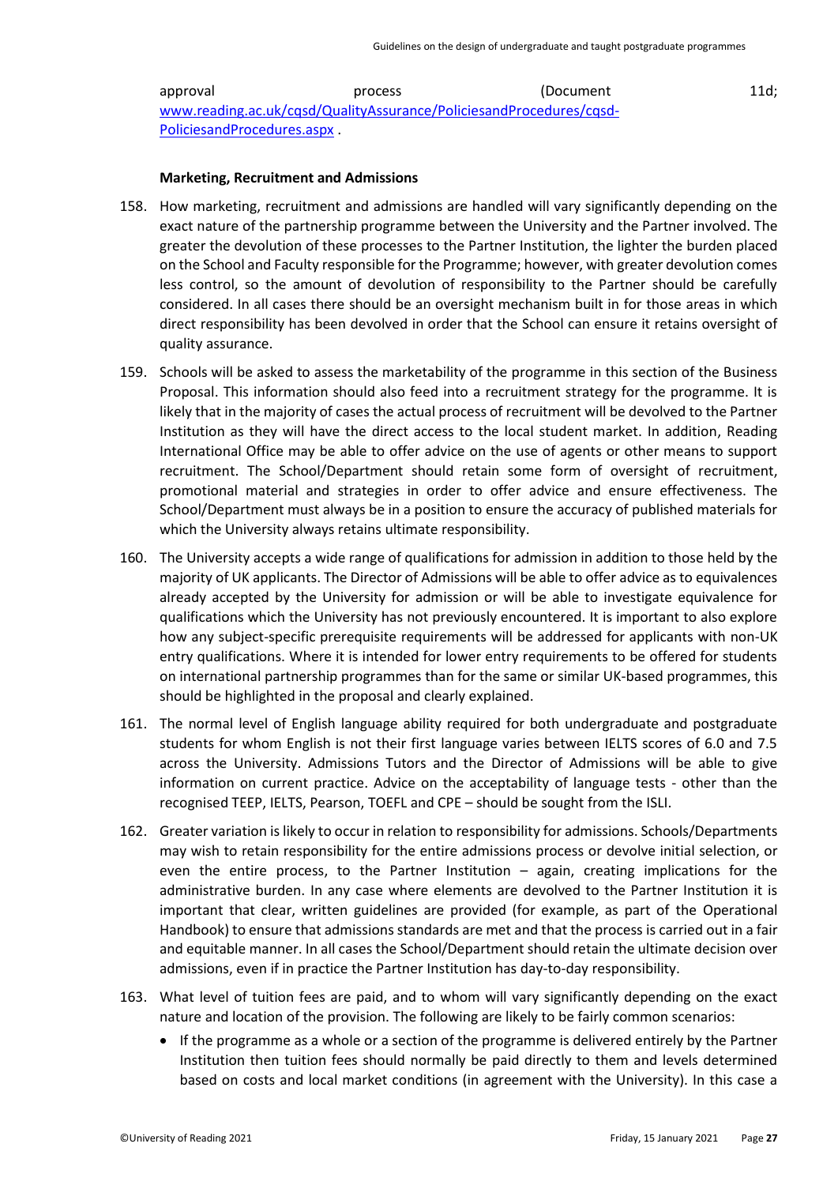approval process (Document 11d; www.reading.ac.uk/cqsd/QualityAssurance/PoliciesandProcedures/cqsd-PoliciesandProcedures.aspx .

**Marketing, Recruitment and Admissions**

158. How marketing, recruitment and admissions are handled will vary significantly depending on the exact nature of the partnership programme between the University and the Partner involved. The greater the devolution of these processes to the Partner Institution, the lighter the burden placed on the School and Faculty responsible for the Programme; however, with greater devolution comes less control, so the amount of devolution of responsibility to the Partner should be carefully considered. In all cases there should be an oversight mechanism built in for those areas in which direct responsibility has been devolved in order that the School can ensure it retains oversight of quality assurance.

159. Schools will be asked to assess the marketability of the programme in this section of the Business Proposal. This information should also feed into a recruitment strategy for the programme. It is likely that in the majority of cases the actual process of recruitment will be devolved to the Partner Institution as they will have the direct access to the local student market. In addition, Reading International Office may be able to offer advice on the use of agents or other means to support recruitment. The School/Department should retain some form of oversight of recruitment, promotional material and strategies in order to offer advice and ensure effectiveness. The School/Department must always be in a position to ensure the accuracy of published materials for which the University always retains ultimate responsibility.

160. The University accepts a wide range of qualifications for admission in addition to those held by the majority of UK applicants. The Director of Admissions will be able to offer advice as to equivalences already accepted by the University for admission or will be able to investigate equivalence for qualifications which the University has not previously encountered. It is important to also explore how any subject-specific prerequisite requirements will be addressed for applicants with non-UK entry qualifications. Where it is intended for lower entry requirements to be offered for students on international partnership programmes than for the same or similar UK-based programmes, this should be highlighted in the proposal and clearly explained.

161. The normal level of English language ability required for both undergraduate and postgraduate students for whom English is not their first language varies between IELTS scores of 6.0 and 7.5 across the University. Admissions Tutors and the Director of Admissions will be able to give information on current practice. Advice on the acceptability of language tests - other than the recognised TEEP, IELTS, Pearson, TOEFL and CPE – should be sought from the ISLI.

162. Greater variation is likely to occur in relation to responsibility for admissions. Schools/Departments may wish to retain responsibility for the entire admissions process or devolve initial selection, or even the entire process, to the Partner Institution – again, creating implications for the administrative burden. In any case where elements are devolved to the Partner Institution it is important that clear, written guidelines are provided (for example, as part of the Operational Handbook) to ensure that admissions standards are met and that the process is carried out in a fair and equitable manner. In all cases the School/Department should retain the ultimate decision over admissions, even if in practice the Partner Institution has day-to-day responsibility.

163. What level of tuition fees are paid, and to whom will vary significantly depending on the exact nature and location of the provision. The following are likely to be fairly common scenarios:

   - If the programme as a whole or a section of the programme is delivered entirely by the Partner Institution then tuition fees should normally be paid directly to them and levels determined based on costs and local market conditions (in agreement with the University). In this case a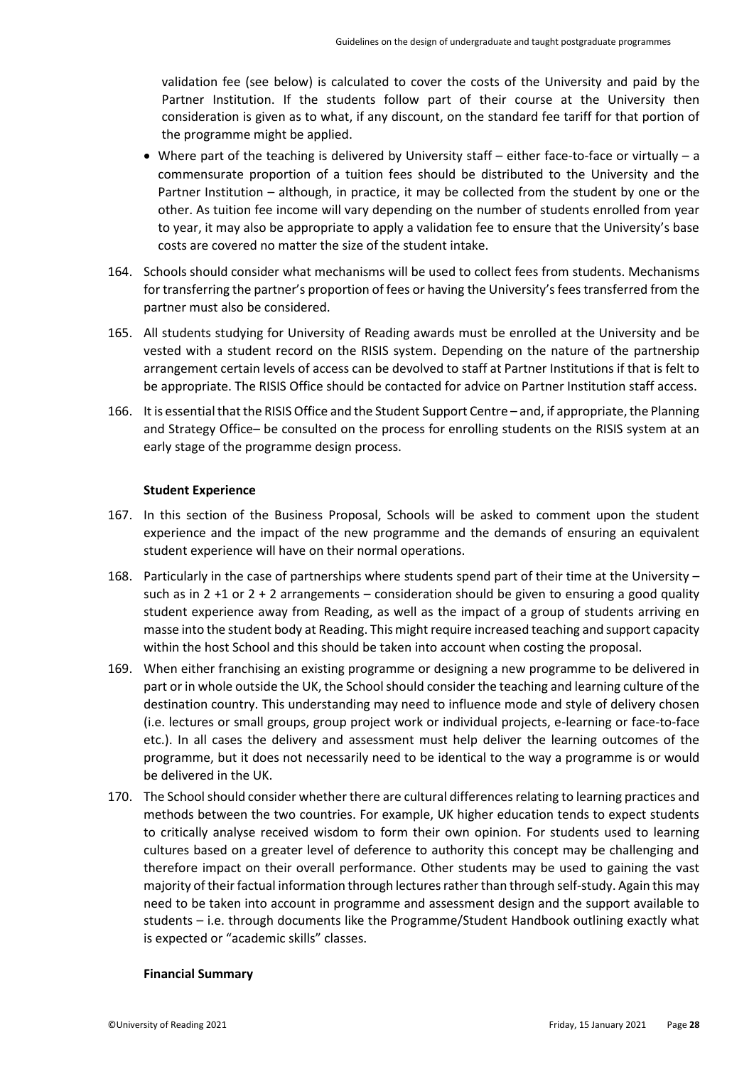validation fee (see below) is calculated to cover the costs of the University and paid by the Partner Institution. If the students follow part of their course at the University then consideration is given as to what, if any discount, on the standard fee tariff for that portion of the programme might be applied.

- Where part of the teaching is delivered by University staff – either face-to-face or virtually – a commensurate proportion of a tuition fees should be distributed to the University and the Partner Institution – although, in practice, it may be collected from the student by one or the other. As tuition fee income will vary depending on the number of students enrolled from year to year, it may also be appropriate to apply a validation fee to ensure that the University's base costs are covered no matter the size of the student intake.

164. Schools should consider what mechanisms will be used to collect fees from students. Mechanisms for transferring the partner's proportion of fees or having the University's fees transferred from the partner must also be considered.

165. All students studying for University of Reading awards must be enrolled at the University and be vested with a student record on the RISIS system. Depending on the nature of the partnership arrangement certain levels of access can be devolved to staff at Partner Institutions if that is felt to be appropriate. The RISIS Office should be contacted for advice on Partner Institution staff access.

166. It is essential that the RISIS Office and the Student Support Centre – and, if appropriate, the Planning and Strategy Office– be consulted on the process for enrolling students on the RISIS system at an early stage of the programme design process.

**Student Experience**

167. In this section of the Business Proposal, Schools will be asked to comment upon the student experience and the impact of the new programme and the demands of ensuring an equivalent student experience will have on their normal operations.

168. Particularly in the case of partnerships where students spend part of their time at the University – such as in 2 +1 or 2 + 2 arrangements – consideration should be given to ensuring a good quality student experience away from Reading, as well as the impact of a group of students arriving en masse into the student body at Reading. This might require increased teaching and support capacity within the host School and this should be taken into account when costing the proposal.

169. When either franchising an existing programme or designing a new programme to be delivered in part or in whole outside the UK, the School should consider the teaching and learning culture of the destination country. This understanding may need to influence mode and style of delivery chosen (i.e. lectures or small groups, group project work or individual projects, e-learning or face-to-face etc.). In all cases the delivery and assessment must help deliver the learning outcomes of the programme, but it does not necessarily need to be identical to the way a programme is or would be delivered in the UK.

170. The School should consider whether there are cultural differences relating to learning practices and methods between the two countries. For example, UK higher education tends to expect students to critically analyse received wisdom to form their own opinion. For students used to learning cultures based on a greater level of deference to authority this concept may be challenging and therefore impact on their overall performance. Other students may be used to gaining the vast majority of their factual information through lectures rather than through self-study. Again this may need to be taken into account in programme and assessment design and the support available to students – i.e. through documents like the Programme/Student Handbook outlining exactly what is expected or "academic skills" classes.

**Financial Summary**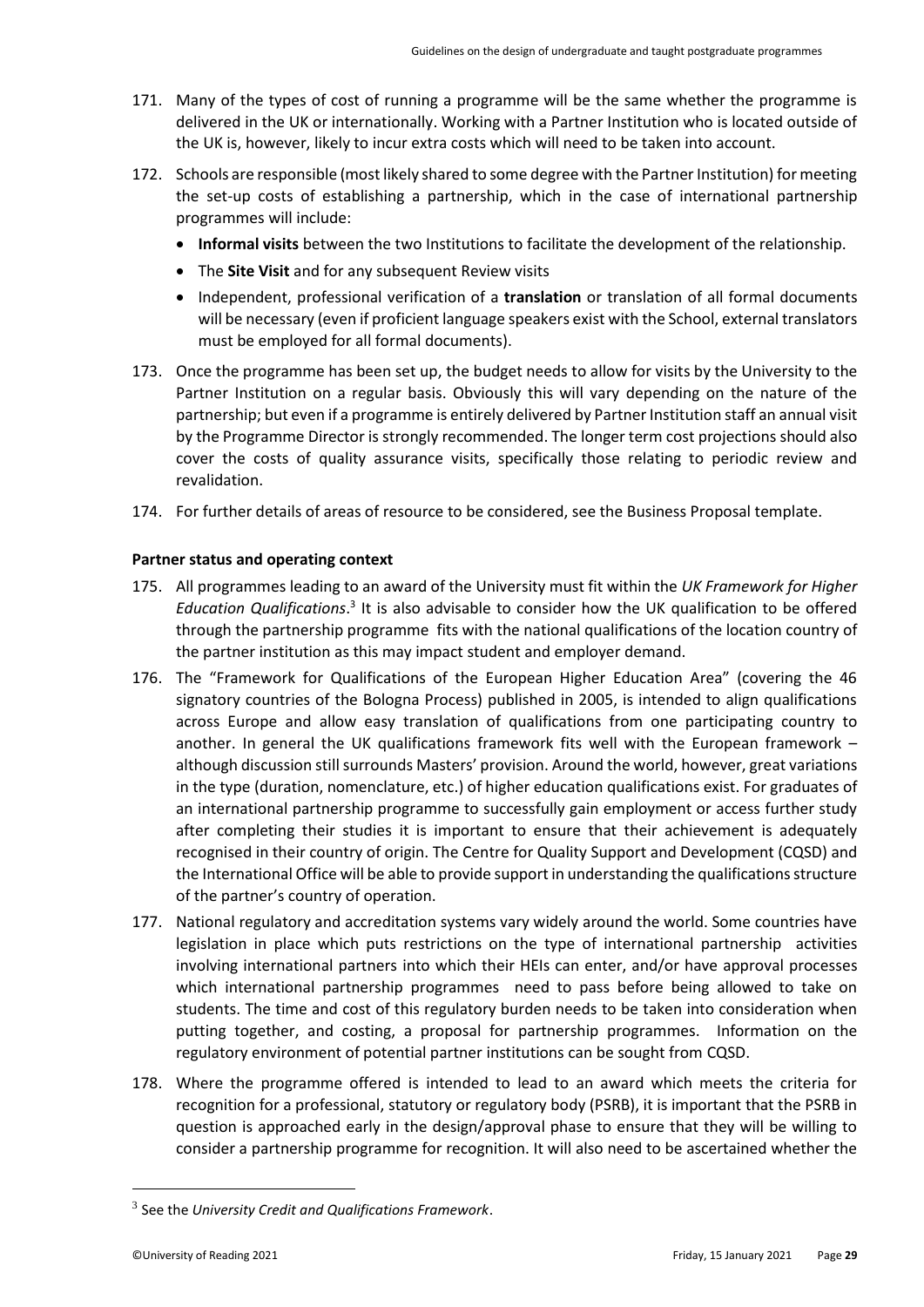171. Many of the types of cost of running a programme will be the same whether the programme is delivered in the UK or internationally. Working with a Partner Institution who is located outside of the UK is, however, likely to incur extra costs which will need to be taken into account.

172. Schools are responsible (most likely shared to some degree with the Partner Institution) for meeting the set-up costs of establishing a partnership, which in the case of international partnership programmes will include:
    - **Informal visits** between the two Institutions to facilitate the development of the relationship.
    - The **Site Visit** and for any subsequent Review visits
    - Independent, professional verification of a **translation** or translation of all formal documents will be necessary (even if proficient language speakers exist with the School, external translators must be employed for all formal documents).

173. Once the programme has been set up, the budget needs to allow for visits by the University to the Partner Institution on a regular basis. Obviously this will vary depending on the nature of the partnership; but even if a programme is entirely delivered by Partner Institution staff an annual visit by the Programme Director is strongly recommended. The longer term cost projections should also cover the costs of quality assurance visits, specifically those relating to periodic review and revalidation.

174. For further details of areas of resource to be considered, see the Business Proposal template.

**Partner status and operating context**

175. All programmes leading to an award of the University must fit within the *UK Framework for Higher Education Qualifications*.[3] It is also advisable to consider how the UK qualification to be offered through the partnership programme fits with the national qualifications of the location country of the partner institution as this may impact student and employer demand.

176. The "Framework for Qualifications of the European Higher Education Area" (covering the 46 signatory countries of the Bologna Process) published in 2005, is intended to align qualifications across Europe and allow easy translation of qualifications from one participating country to another. In general the UK qualifications framework fits well with the European framework – although discussion still surrounds Masters' provision. Around the world, however, great variations in the type (duration, nomenclature, etc.) of higher education qualifications exist. For graduates of an international partnership programme to successfully gain employment or access further study after completing their studies it is important to ensure that their achievement is adequately recognised in their country of origin. The Centre for Quality Support and Development (CQSD) and the International Office will be able to provide support in understanding the qualifications structure of the partner's country of operation.

177. National regulatory and accreditation systems vary widely around the world. Some countries have legislation in place which puts restrictions on the type of international partnership activities involving international partners into which their HEIs can enter, and/or have approval processes which international partnership programmes need to pass before being allowed to take on students. The time and cost of this regulatory burden needs to be taken into consideration when putting together, and costing, a proposal for partnership programmes. Information on the regulatory environment of potential partner institutions can be sought from CQSD.

178. Where the programme offered is intended to lead to an award which meets the criteria for recognition for a professional, statutory or regulatory body (PSRB), it is important that the PSRB in question is approached early in the design/approval phase to ensure that they will be willing to consider a partnership programme for recognition. It will also need to be ascertained whether the

[3] See the *University Credit and Qualifications Framework*.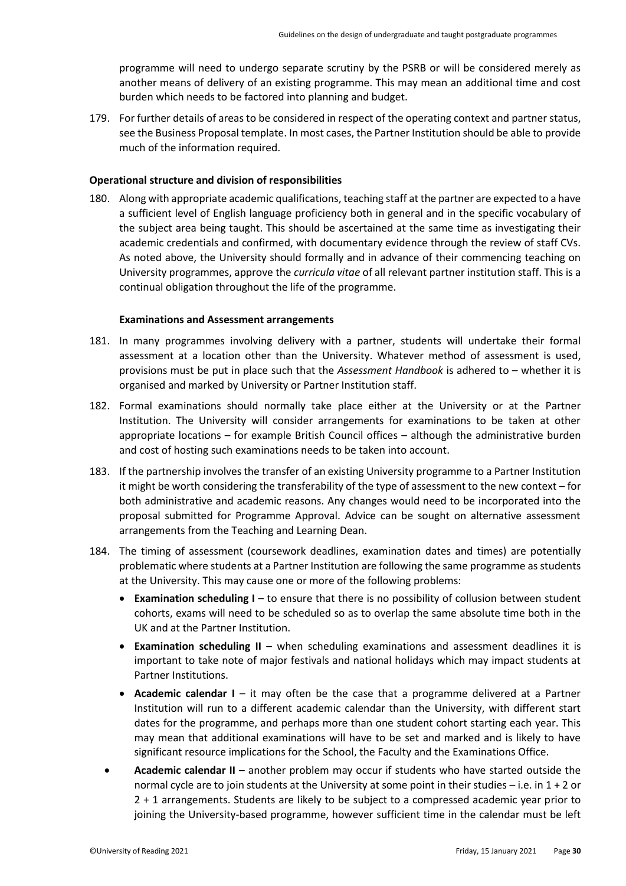programme will need to undergo separate scrutiny by the PSRB or will be considered merely as another means of delivery of an existing programme. This may mean an additional time and cost burden which needs to be factored into planning and budget.

179. For further details of areas to be considered in respect of the operating context and partner status, see the Business Proposal template. In most cases, the Partner Institution should be able to provide much of the information required.

**Operational structure and division of responsibilities**

180. Along with appropriate academic qualifications, teaching staff at the partner are expected to a have a sufficient level of English language proficiency both in general and in the specific vocabulary of the subject area being taught. This should be ascertained at the same time as investigating their academic credentials and confirmed, with documentary evidence through the review of staff CVs. As noted above, the University should formally and in advance of their commencing teaching on University programmes, approve the *curricula vitae* of all relevant partner institution staff. This is a continual obligation throughout the life of the programme.

**Examinations and Assessment arrangements**

181. In many programmes involving delivery with a partner, students will undertake their formal assessment at a location other than the University. Whatever method of assessment is used, provisions must be put in place such that the *Assessment Handbook* is adhered to – whether it is organised and marked by University or Partner Institution staff.

182. Formal examinations should normally take place either at the University or at the Partner Institution. The University will consider arrangements for examinations to be taken at other appropriate locations – for example British Council offices – although the administrative burden and cost of hosting such examinations needs to be taken into account.

183. If the partnership involves the transfer of an existing University programme to a Partner Institution it might be worth considering the transferability of the type of assessment to the new context – for both administrative and academic reasons. Any changes would need to be incorporated into the proposal submitted for Programme Approval. Advice can be sought on alternative assessment arrangements from the Teaching and Learning Dean.

184. The timing of assessment (coursework deadlines, examination dates and times) are potentially problematic where students at a Partner Institution are following the same programme as students at the University. This may cause one or more of the following problems:
    - **Examination scheduling I** – to ensure that there is no possibility of collusion between student cohorts, exams will need to be scheduled so as to overlap the same absolute time both in the UK and at the Partner Institution.
    - **Examination scheduling II** – when scheduling examinations and assessment deadlines it is important to take note of major festivals and national holidays which may impact students at Partner Institutions.
    - **Academic calendar I** – it may often be the case that a programme delivered at a Partner Institution will run to a different academic calendar than the University, with different start dates for the programme, and perhaps more than one student cohort starting each year. This may mean that additional examinations will have to be set and marked and is likely to have significant resource implications for the School, the Faculty and the Examinations Office.
    - **Academic calendar II** – another problem may occur if students who have started outside the normal cycle are to join students at the University at some point in their studies – i.e. in 1 + 2 or 2 + 1 arrangements. Students are likely to be subject to a compressed academic year prior to joining the University-based programme, however sufficient time in the calendar must be left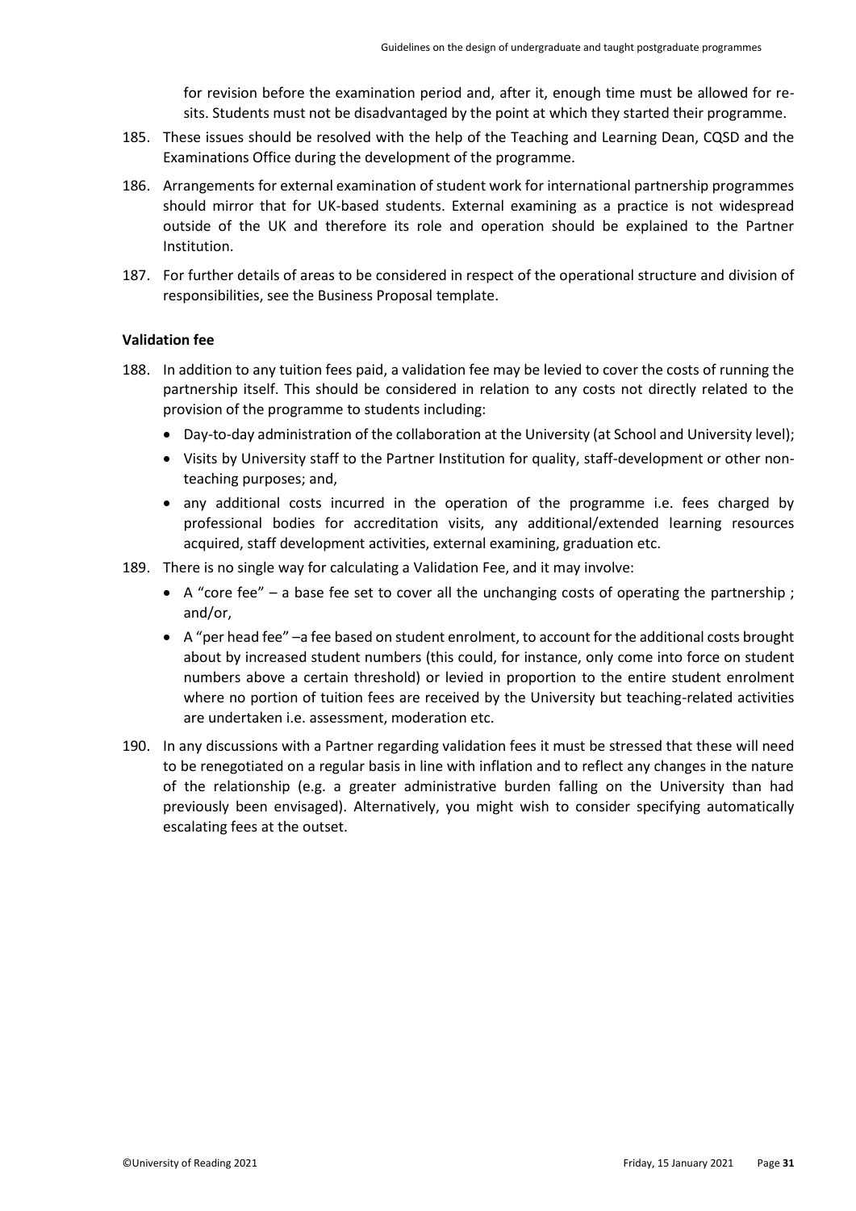for revision before the examination period and, after it, enough time must be allowed for re-sits. Students must not be disadvantaged by the point at which they started their programme.

185. These issues should be resolved with the help of the Teaching and Learning Dean, CQSD and the Examinations Office during the development of the programme.

186. Arrangements for external examination of student work for international partnership programmes should mirror that for UK-based students. External examining as a practice is not widespread outside of the UK and therefore its role and operation should be explained to the Partner Institution.

187. For further details of areas to be considered in respect of the operational structure and division of responsibilities, see the Business Proposal template.

**Validation fee**

188. In addition to any tuition fees paid, a validation fee may be levied to cover the costs of running the partnership itself. This should be considered in relation to any costs not directly related to the provision of the programme to students including:
    - Day-to-day administration of the collaboration at the University (at School and University level);
    - Visits by University staff to the Partner Institution for quality, staff-development or other non-teaching purposes; and,
    - any additional costs incurred in the operation of the programme i.e. fees charged by professional bodies for accreditation visits, any additional/extended learning resources acquired, staff development activities, external examining, graduation etc.

189. There is no single way for calculating a Validation Fee, and it may involve:
    - A "core fee" – a base fee set to cover all the unchanging costs of operating the partnership ; and/or,
    - A "per head fee" –a fee based on student enrolment, to account for the additional costs brought about by increased student numbers (this could, for instance, only come into force on student numbers above a certain threshold) or levied in proportion to the entire student enrolment where no portion of tuition fees are received by the University but teaching-related activities are undertaken i.e. assessment, moderation etc.

190. In any discussions with a Partner regarding validation fees it must be stressed that these will need to be renegotiated on a regular basis in line with inflation and to reflect any changes in the nature of the relationship (e.g. a greater administrative burden falling on the University than had previously been envisaged). Alternatively, you might wish to consider specifying automatically escalating fees at the outset.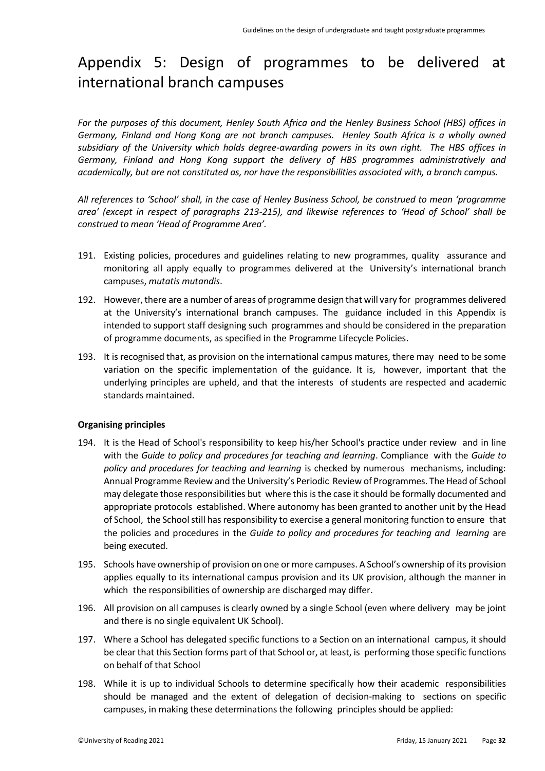# Appendix 5: Design of programmes to be delivered at international branch campuses

*For the purposes of this document, Henley South Africa and the Henley Business School (HBS) offices in Germany, Finland and Hong Kong are not branch campuses. Henley South Africa is a wholly owned subsidiary of the University which holds degree-awarding powers in its own right. The HBS offices in Germany, Finland and Hong Kong support the delivery of HBS programmes administratively and academically, but are not constituted as, nor have the responsibilities associated with, a branch campus.*

*All references to 'School' shall, in the case of Henley Business School, be construed to mean 'programme area' (except in respect of paragraphs 213-215), and likewise references to 'Head of School' shall be construed to mean 'Head of Programme Area'.*

191. Existing policies, procedures and guidelines relating to new programmes, quality assurance and monitoring all apply equally to programmes delivered at the University's international branch campuses, *mutatis mutandis*.

192. However, there are a number of areas of programme design that will vary for programmes delivered at the University's international branch campuses. The guidance included in this Appendix is intended to support staff designing such programmes and should be considered in the preparation of programme documents, as specified in the Programme Lifecycle Policies.

193. It is recognised that, as provision on the international campus matures, there may need to be some variation on the specific implementation of the guidance. It is, however, important that the underlying principles are upheld, and that the interests of students are respected and academic standards maintained.

**Organising principles**

194. It is the Head of School's responsibility to keep his/her School's practice under review and in line with the *Guide to policy and procedures for teaching and learning*. Compliance with the *Guide to policy and procedures for teaching and learning* is checked by numerous mechanisms, including: Annual Programme Review and the University's Periodic Review of Programmes. The Head of School may delegate those responsibilities but where this is the case it should be formally documented and appropriate protocols established. Where autonomy has been granted to another unit by the Head of School, the School still has responsibility to exercise a general monitoring function to ensure that the policies and procedures in the *Guide to policy and procedures for teaching and learning* are being executed.

195. Schools have ownership of provision on one or more campuses. A School's ownership of its provision applies equally to its international campus provision and its UK provision, although the manner in which the responsibilities of ownership are discharged may differ.

196. All provision on all campuses is clearly owned by a single School (even where delivery may be joint and there is no single equivalent UK School).

197. Where a School has delegated specific functions to a Section on an international campus, it should be clear that this Section forms part of that School or, at least, is performing those specific functions on behalf of that School

198. While it is up to individual Schools to determine specifically how their academic responsibilities should be managed and the extent of delegation of decision-making to sections on specific campuses, in making these determinations the following principles should be applied: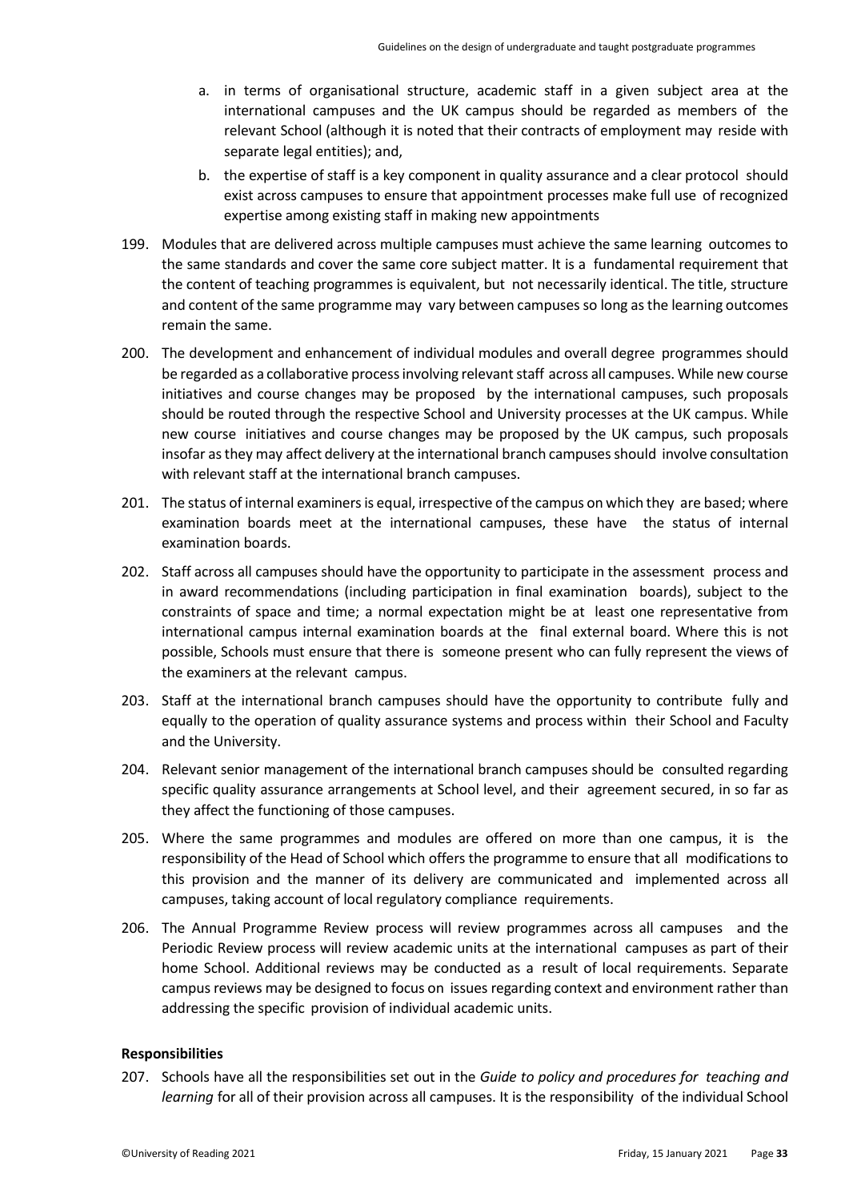a. in terms of organisational structure, academic staff in a given subject area at the international campuses and the UK campus should be regarded as members of the relevant School (although it is noted that their contracts of employment may reside with separate legal entities); and,

b. the expertise of staff is a key component in quality assurance and a clear protocol should exist across campuses to ensure that appointment processes make full use of recognized expertise among existing staff in making new appointments

199. Modules that are delivered across multiple campuses must achieve the same learning outcomes to the same standards and cover the same core subject matter. It is a fundamental requirement that the content of teaching programmes is equivalent, but not necessarily identical. The title, structure and content of the same programme may vary between campuses so long as the learning outcomes remain the same.

200. The development and enhancement of individual modules and overall degree programmes should be regarded as a collaborative process involving relevant staff across all campuses. While new course initiatives and course changes may be proposed by the international campuses, such proposals should be routed through the respective School and University processes at the UK campus. While new course initiatives and course changes may be proposed by the UK campus, such proposals insofar as they may affect delivery at the international branch campuses should involve consultation with relevant staff at the international branch campuses.

201. The status of internal examiners is equal, irrespective of the campus on which they are based; where examination boards meet at the international campuses, these have the status of internal examination boards.

202. Staff across all campuses should have the opportunity to participate in the assessment process and in award recommendations (including participation in final examination boards), subject to the constraints of space and time; a normal expectation might be at least one representative from international campus internal examination boards at the final external board. Where this is not possible, Schools must ensure that there is someone present who can fully represent the views of the examiners at the relevant campus.

203. Staff at the international branch campuses should have the opportunity to contribute fully and equally to the operation of quality assurance systems and process within their School and Faculty and the University.

204. Relevant senior management of the international branch campuses should be consulted regarding specific quality assurance arrangements at School level, and their agreement secured, in so far as they affect the functioning of those campuses.

205. Where the same programmes and modules are offered on more than one campus, it is the responsibility of the Head of School which offers the programme to ensure that all modifications to this provision and the manner of its delivery are communicated and implemented across all campuses, taking account of local regulatory compliance requirements.

206. The Annual Programme Review process will review programmes across all campuses and the Periodic Review process will review academic units at the international campuses as part of their home School. Additional reviews may be conducted as a result of local requirements. Separate campus reviews may be designed to focus on issues regarding context and environment rather than addressing the specific provision of individual academic units.

**Responsibilities**

207. Schools have all the responsibilities set out in the *Guide to policy and procedures for teaching and learning* for all of their provision across all campuses. It is the responsibility of the individual School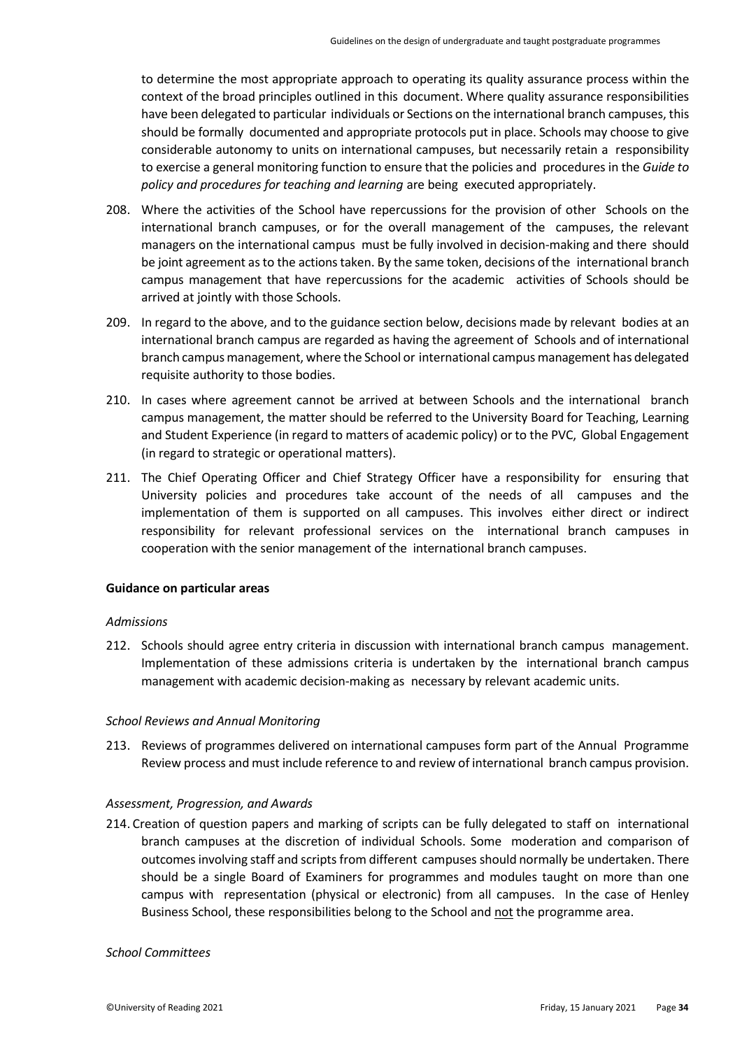to determine the most appropriate approach to operating its quality assurance process within the context of the broad principles outlined in this document. Where quality assurance responsibilities have been delegated to particular individuals or Sections on the international branch campuses, this should be formally documented and appropriate protocols put in place. Schools may choose to give considerable autonomy to units on international campuses, but necessarily retain a responsibility to exercise a general monitoring function to ensure that the policies and procedures in the *Guide to policy and procedures for teaching and learning* are being executed appropriately.

208. Where the activities of the School have repercussions for the provision of other Schools on the international branch campuses, or for the overall management of the campuses, the relevant managers on the international campus must be fully involved in decision-making and there should be joint agreement as to the actions taken. By the same token, decisions of the international branch campus management that have repercussions for the academic activities of Schools should be arrived at jointly with those Schools.

209. In regard to the above, and to the guidance section below, decisions made by relevant bodies at an international branch campus are regarded as having the agreement of Schools and of international branch campus management, where the School or international campus management has delegated requisite authority to those bodies.

210. In cases where agreement cannot be arrived at between Schools and the international branch campus management, the matter should be referred to the University Board for Teaching, Learning and Student Experience (in regard to matters of academic policy) or to the PVC, Global Engagement (in regard to strategic or operational matters).

211. The Chief Operating Officer and Chief Strategy Officer have a responsibility for ensuring that University policies and procedures take account of the needs of all campuses and the implementation of them is supported on all campuses. This involves either direct or indirect responsibility for relevant professional services on the international branch campuses in cooperation with the senior management of the international branch campuses.

**Guidance on particular areas**

*Admissions*

212. Schools should agree entry criteria in discussion with international branch campus management. Implementation of these admissions criteria is undertaken by the international branch campus management with academic decision-making as necessary by relevant academic units.

*School Reviews and Annual Monitoring*

213. Reviews of programmes delivered on international campuses form part of the Annual Programme Review process and must include reference to and review of international branch campus provision.

*Assessment, Progression, and Awards*

214. Creation of question papers and marking of scripts can be fully delegated to staff on international branch campuses at the discretion of individual Schools. Some moderation and comparison of outcomes involving staff and scripts from different campuses should normally be undertaken. There should be a single Board of Examiners for programmes and modules taught on more than one campus with representation (physical or electronic) from all campuses. In the case of Henley Business School, these responsibilities belong to the School and <u>not</u> the programme area.

*School Committees*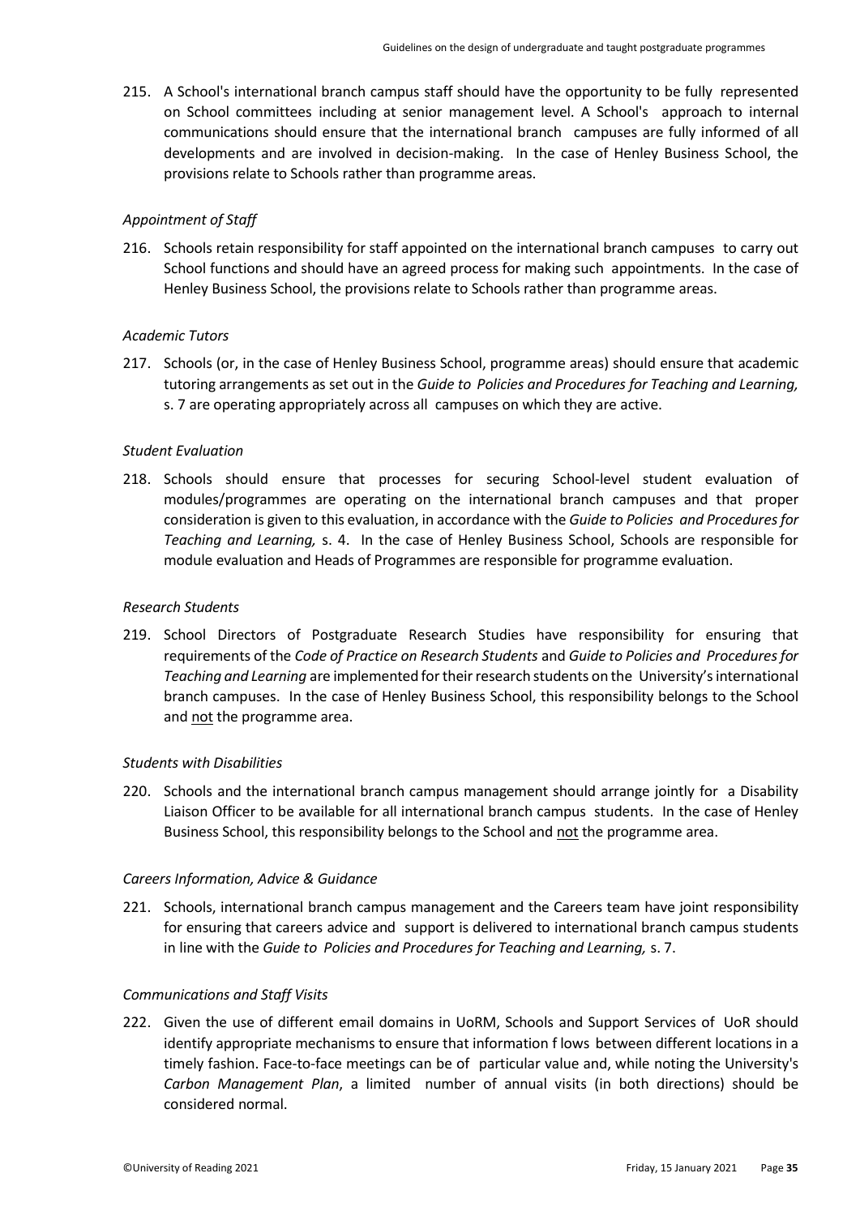215. A School's international branch campus staff should have the opportunity to be fully represented on School committees including at senior management level. A School's approach to internal communications should ensure that the international branch campuses are fully informed of all developments and are involved in decision-making. In the case of Henley Business School, the provisions relate to Schools rather than programme areas.

*Appointment of Staff*

216. Schools retain responsibility for staff appointed on the international branch campuses to carry out School functions and should have an agreed process for making such appointments. In the case of Henley Business School, the provisions relate to Schools rather than programme areas.

*Academic Tutors*

217. Schools (or, in the case of Henley Business School, programme areas) should ensure that academic tutoring arrangements as set out in the *Guide to Policies and Procedures for Teaching and Learning,* s. 7 are operating appropriately across all campuses on which they are active.

*Student Evaluation*

218. Schools should ensure that processes for securing School-level student evaluation of modules/programmes are operating on the international branch campuses and that proper consideration is given to this evaluation, in accordance with the *Guide to Policies and Procedures for Teaching and Learning,* s. 4. In the case of Henley Business School, Schools are responsible for module evaluation and Heads of Programmes are responsible for programme evaluation.

*Research Students*

219. School Directors of Postgraduate Research Studies have responsibility for ensuring that requirements of the *Code of Practice on Research Students* and *Guide to Policies and Procedures for Teaching and Learning* are implemented for their research students on the University's international branch campuses. In the case of Henley Business School, this responsibility belongs to the School and <u>not</u> the programme area.

*Students with Disabilities*

220. Schools and the international branch campus management should arrange jointly for a Disability Liaison Officer to be available for all international branch campus students. In the case of Henley Business School, this responsibility belongs to the School and <u>not</u> the programme area.

*Careers Information, Advice & Guidance*

221. Schools, international branch campus management and the Careers team have joint responsibility for ensuring that careers advice and support is delivered to international branch campus students in line with the *Guide to Policies and Procedures for Teaching and Learning,* s. 7.

*Communications and Staff Visits*

222. Given the use of different email domains in UoRM, Schools and Support Services of UoR should identify appropriate mechanisms to ensure that information flows between different locations in a timely fashion. Face-to-face meetings can be of particular value and, while noting the University's *Carbon Management Plan*, a limited number of annual visits (in both directions) should be considered normal.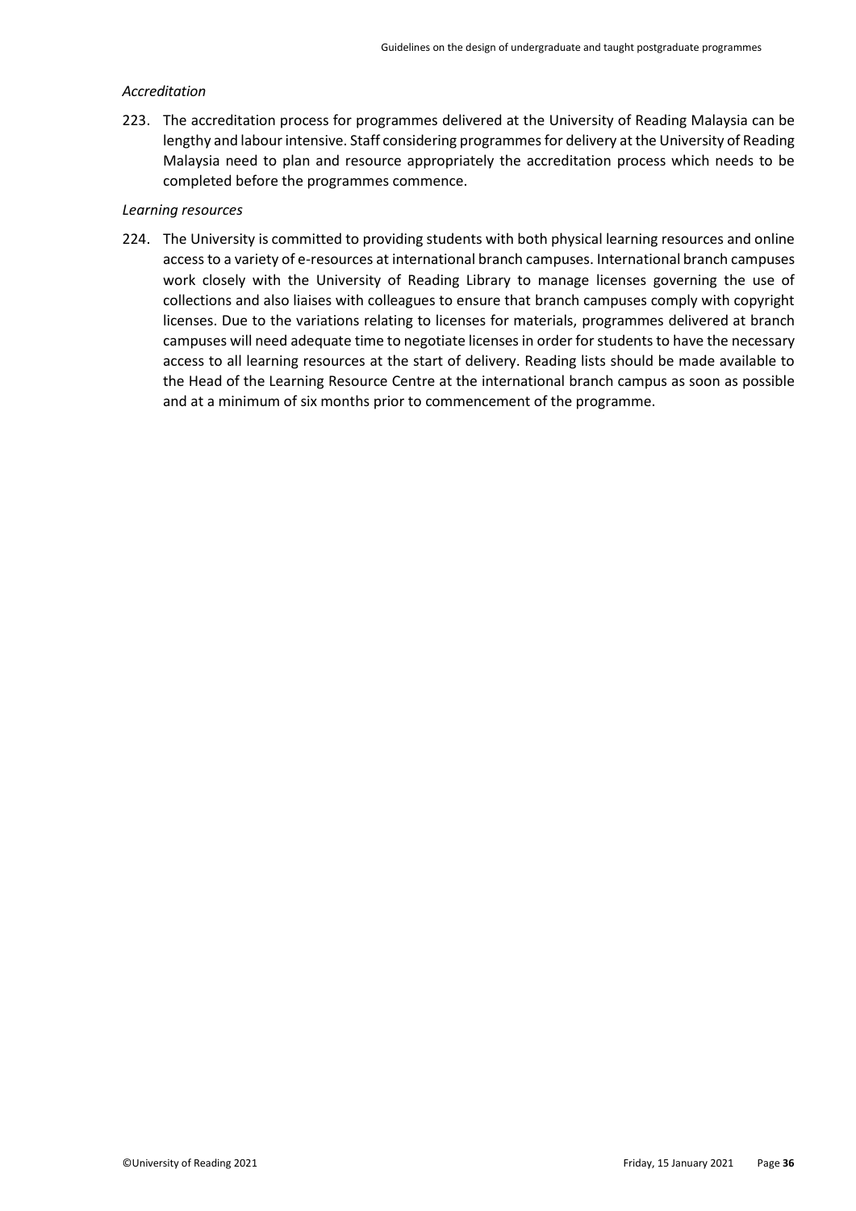*Accreditation*

223. The accreditation process for programmes delivered at the University of Reading Malaysia can be lengthy and labour intensive. Staff considering programmes for delivery at the University of Reading Malaysia need to plan and resource appropriately the accreditation process which needs to be completed before the programmes commence.

*Learning resources*

224. The University is committed to providing students with both physical learning resources and online access to a variety of e-resources at international branch campuses. International branch campuses work closely with the University of Reading Library to manage licenses governing the use of collections and also liaises with colleagues to ensure that branch campuses comply with copyright licenses. Due to the variations relating to licenses for materials, programmes delivered at branch campuses will need adequate time to negotiate licenses in order for students to have the necessary access to all learning resources at the start of delivery. Reading lists should be made available to the Head of the Learning Resource Centre at the international branch campus as soon as possible and at a minimum of six months prior to commencement of the programme.